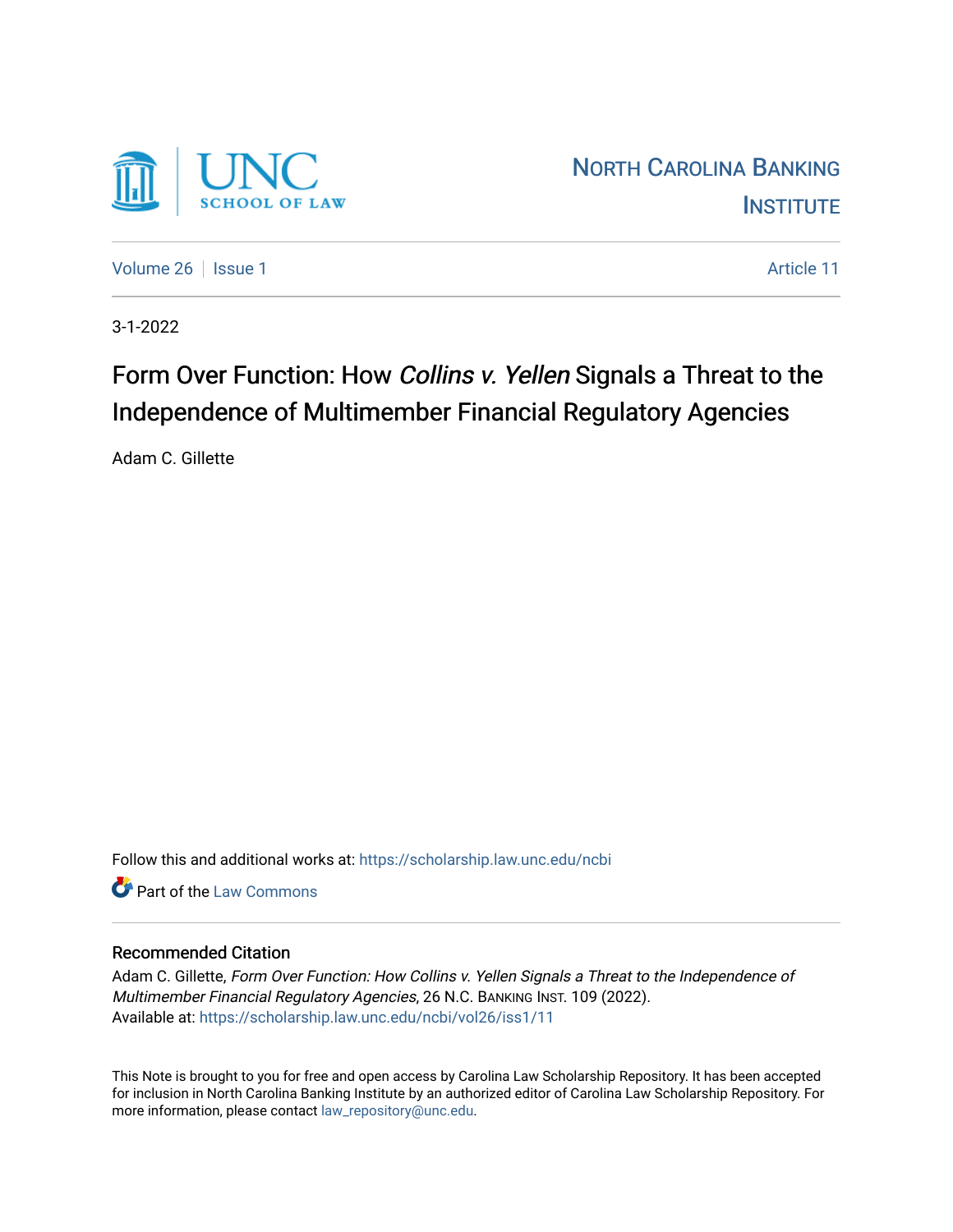UNC SCHOOL OF LAW

NORTH CAROLINA BANKING INSTITUTE

Volume 26 | Issue 1 | Article 11

3-1-2022

# Form Over Function: How *Collins v. Yellen* Signals a Threat to the Independence of Multimember Financial Regulatory Agencies

Adam C. Gillette

Follow this and additional works at: https://scholarship.law.unc.edu/ncbi

Part of the Law Commons

## Recommended Citation

Adam C. Gillette, *Form Over Function: How Collins v. Yellen Signals a Threat to the Independence of Multimember Financial Regulatory Agencies*, 26 N.C. BANKING INST. 109 (2022).
Available at: https://scholarship.law.unc.edu/ncbi/vol26/iss1/11

This Note is brought to you for free and open access by Carolina Law Scholarship Repository. It has been accepted for inclusion in North Carolina Banking Institute by an authorized editor of Carolina Law Scholarship Repository. For more information, please contact law_repository@unc.edu.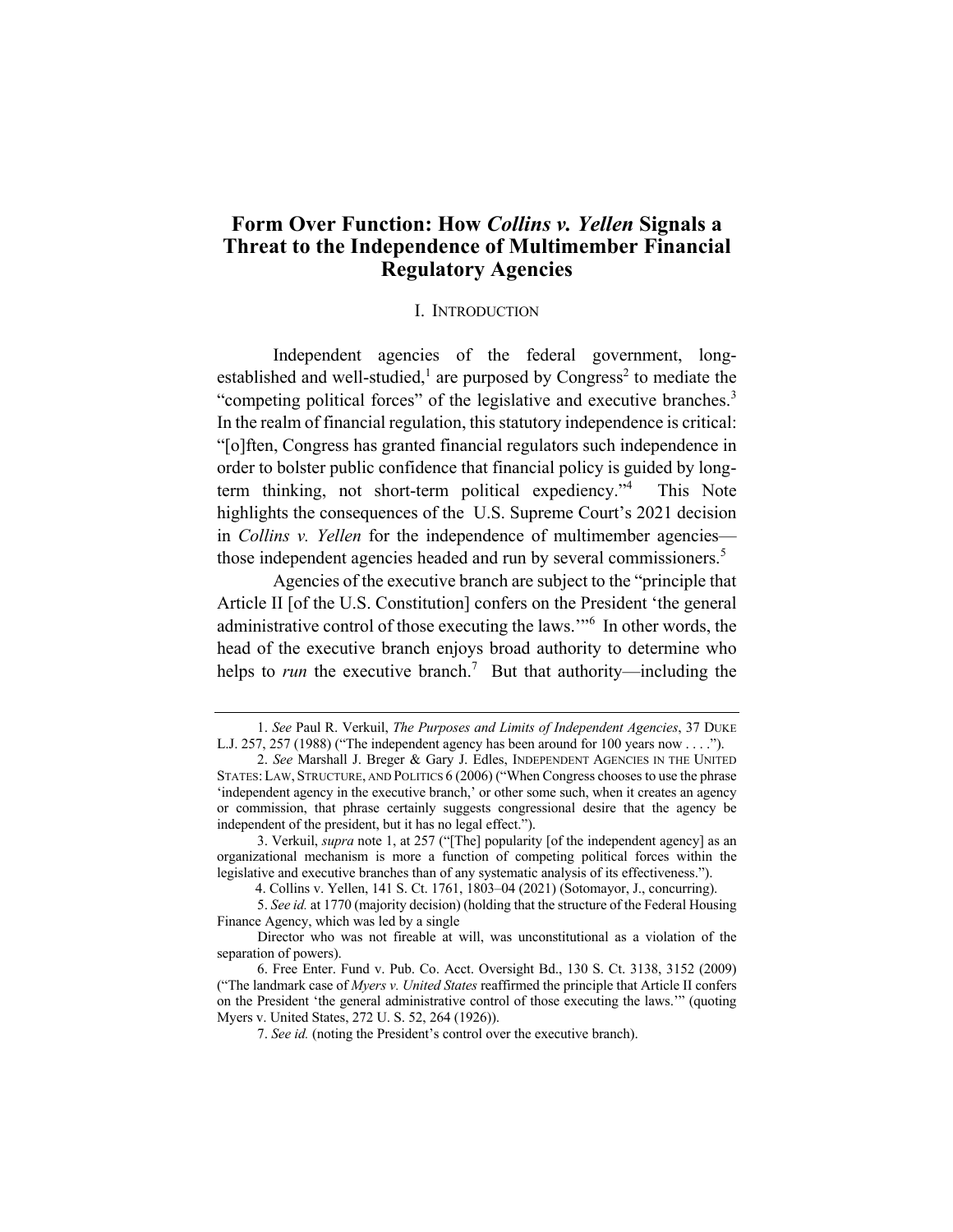# Form Over Function: How *Collins v. Yellen* Signals a Threat to the Independence of Multimember Financial Regulatory Agencies

## I. Introduction

Independent agencies of the federal government, long-established and well-studied,[1] are purposed by Congress[2] to mediate the "competing political forces" of the legislative and executive branches.[3] In the realm of financial regulation, this statutory independence is critical: "[o]ften, Congress has granted financial regulators such independence in order to bolster public confidence that financial policy is guided by long-term thinking, not short-term political expediency."[4] This Note highlights the consequences of the U.S. Supreme Court's 2021 decision in *Collins v. Yellen* for the independence of multimember agencies—those independent agencies headed and run by several commissioners.[5]

Agencies of the executive branch are subject to the "principle that Article II [of the U.S. Constitution] confers on the President 'the general administrative control of those executing the laws.'"[6] In other words, the head of the executive branch enjoys broad authority to determine who helps to *run* the executive branch.[7] But that authority—including the

---

1. *See* Paul R. Verkuil, *The Purposes and Limits of Independent Agencies*, 37 Duke L.J. 257, 257 (1988) ("The independent agency has been around for 100 years now . . . .").

2. *See* Marshall J. Breger & Gary J. Edles, Independent Agencies in the United States: Law, Structure, and Politics 6 (2006) ("When Congress chooses to use the phrase 'independent agency in the executive branch,' or other some such, when it creates an agency or commission, that phrase certainly suggests congressional desire that the agency be independent of the president, but it has no legal effect.").

3. Verkuil, *supra* note 1, at 257 ("[The] popularity [of the independent agency] as an organizational mechanism is more a function of competing political forces within the legislative and executive branches than of any systematic analysis of its effectiveness.").

4. Collins v. Yellen, 141 S. Ct. 1761, 1803–04 (2021) (Sotomayor, J., concurring).

5. *See id.* at 1770 (majority decision) (holding that the structure of the Federal Housing Finance Agency, which was led by a single Director who was not fireable at will, was unconstitutional as a violation of the separation of powers).

6. Free Enter. Fund v. Pub. Co. Acct. Oversight Bd., 130 S. Ct. 3138, 3152 (2009) ("The landmark case of *Myers v. United States* reaffirmed the principle that Article II confers on the President 'the general administrative control of those executing the laws.'" (quoting Myers v. United States, 272 U. S. 52, 264 (1926)).

7. *See id.* (noting the President's control over the executive branch).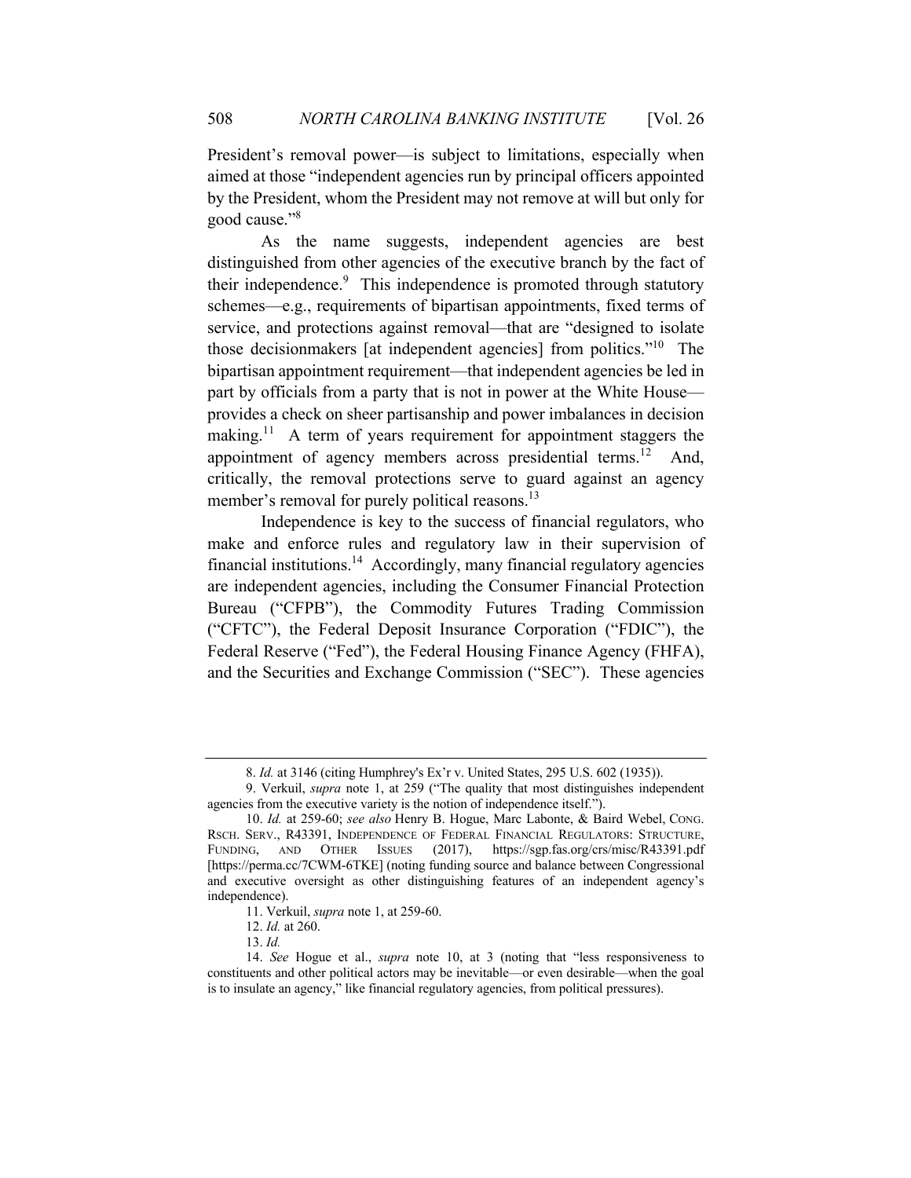President's removal power—is subject to limitations, especially when aimed at those "independent agencies run by principal officers appointed by the President, whom the President may not remove at will but only for good cause."[8]

As the name suggests, independent agencies are best distinguished from other agencies of the executive branch by the fact of their independence.[9] This independence is promoted through statutory schemes—e.g., requirements of bipartisan appointments, fixed terms of service, and protections against removal—that are "designed to isolate those decisionmakers [at independent agencies] from politics."[10] The bipartisan appointment requirement—that independent agencies be led in part by officials from a party that is not in power at the White House—provides a check on sheer partisanship and power imbalances in decision making.[11] A term of years requirement for appointment staggers the appointment of agency members across presidential terms.[12] And, critically, the removal protections serve to guard against an agency member's removal for purely political reasons.[13]

Independence is key to the success of financial regulators, who make and enforce rules and regulatory law in their supervision of financial institutions.[14] Accordingly, many financial regulatory agencies are independent agencies, including the Consumer Financial Protection Bureau ("CFPB"), the Commodity Futures Trading Commission ("CFTC"), the Federal Deposit Insurance Corporation ("FDIC"), the Federal Reserve ("Fed"), the Federal Housing Finance Agency (FHFA), and the Securities and Exchange Commission ("SEC"). These agencies

---

8. *Id.* at 3146 (citing Humphrey's Ex'r v. United States, 295 U.S. 602 (1935)).

9. Verkuil, *supra* note 1, at 259 ("The quality that most distinguishes independent agencies from the executive variety is the notion of independence itself.").

10. *Id.* at 259-60; *see also* Henry B. Hogue, Marc Labonte, & Baird Webel, CONG. RSCH. SERV., R43391, INDEPENDENCE OF FEDERAL FINANCIAL REGULATORS: STRUCTURE, FUNDING, AND OTHER ISSUES (2017), https://sgp.fas.org/crs/misc/R43391.pdf [https://perma.cc/7CWM-6TKE] (noting funding source and balance between Congressional and executive oversight as other distinguishing features of an independent agency's independence).

11. Verkuil, *supra* note 1, at 259-60.

12. *Id.* at 260.

13. *Id.*

14. *See* Hogue et al., *supra* note 10, at 3 (noting that "less responsiveness to constituents and other political actors may be inevitable—or even desirable—when the goal is to insulate an agency," like financial regulatory agencies, from political pressures).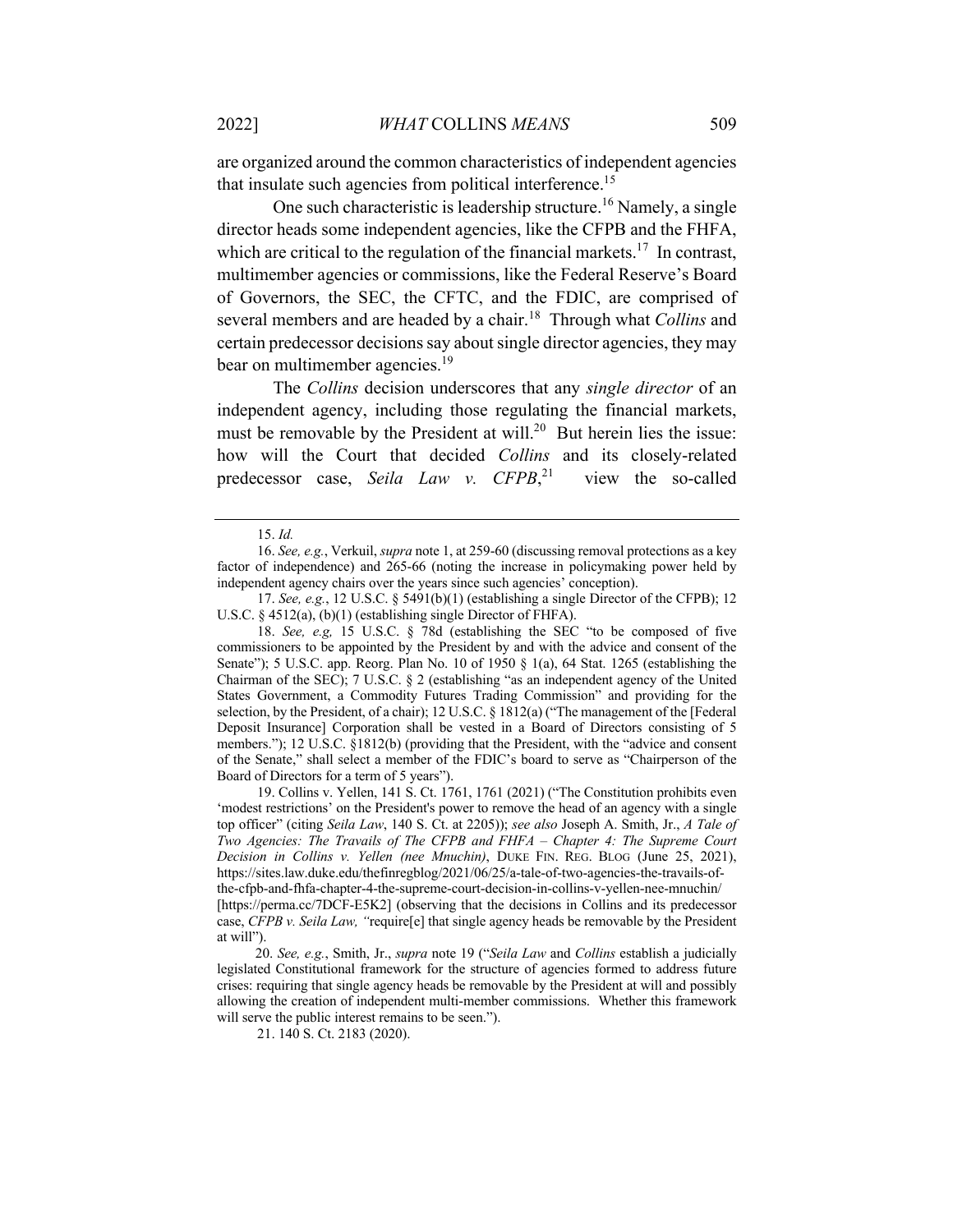are organized around the common characteristics of independent agencies that insulate such agencies from political interference.[15]

One such characteristic is leadership structure.[16] Namely, a single director heads some independent agencies, like the CFPB and the FHFA, which are critical to the regulation of the financial markets.[17] In contrast, multimember agencies or commissions, like the Federal Reserve's Board of Governors, the SEC, the CFTC, and the FDIC, are comprised of several members and are headed by a chair.[18] Through what *Collins* and certain predecessor decisions say about single director agencies, they may bear on multimember agencies.[19]

The *Collins* decision underscores that any *single director* of an independent agency, including those regulating the financial markets, must be removable by the President at will.[20] But herein lies the issue: how will the Court that decided *Collins* and its closely-related predecessor case, *Seila Law v. CFPB*,[21] view the so-called

---

15. *Id.*

16. *See, e.g.*, Verkuil, *supra* note 1, at 259-60 (discussing removal protections as a key factor of independence) and 265-66 (noting the increase in policymaking power held by independent agency chairs over the years since such agencies' conception).

17. *See, e.g.*, 12 U.S.C. § 5491(b)(1) (establishing a single Director of the CFPB); 12 U.S.C. § 4512(a), (b)(1) (establishing single Director of FHFA).

18. *See, e.g,* 15 U.S.C. § 78d (establishing the SEC "to be composed of five commissioners to be appointed by the President by and with the advice and consent of the Senate"); 5 U.S.C. app. Reorg. Plan No. 10 of 1950 § 1(a), 64 Stat. 1265 (establishing the Chairman of the SEC); 7 U.S.C. § 2 (establishing "as an independent agency of the United States Government, a Commodity Futures Trading Commission" and providing for the selection, by the President, of a chair); 12 U.S.C. § 1812(a) ("The management of the [Federal Deposit Insurance] Corporation shall be vested in a Board of Directors consisting of 5 members."); 12 U.S.C. §1812(b) (providing that the President, with the "advice and consent of the Senate," shall select a member of the FDIC's board to serve as "Chairperson of the Board of Directors for a term of 5 years").

19. Collins v. Yellen, 141 S. Ct. 1761, 1761 (2021) ("The Constitution prohibits even 'modest restrictions' on the President's power to remove the head of an agency with a single top officer" (citing *Seila Law*, 140 S. Ct. at 2205)); *see also* Joseph A. Smith, Jr., *A Tale of Two Agencies: The Travails of The CFPB and FHFA – Chapter 4: The Supreme Court Decision in Collins v. Yellen (nee Mnuchin)*, DUKE FIN. REG. BLOG (June 25, 2021), https://sites.law.duke.edu/thefinregblog/2021/06/25/a-tale-of-two-agencies-the-travails-of-the-cfpb-and-fhfa-chapter-4-the-supreme-court-decision-in-collins-v-yellen-nee-mnuchin/ [https://perma.cc/7DCF-E5K2] (observing that the decisions in Collins and its predecessor case, *CFPB v. Seila Law, "*require[e] that single agency heads be removable by the President at will").

20. *See, e.g.*, Smith, Jr., *supra* note 19 ("*Seila Law* and *Collins* establish a judicially legislated Constitutional framework for the structure of agencies formed to address future crises: requiring that single agency heads be removable by the President at will and possibly allowing the creation of independent multi-member commissions. Whether this framework will serve the public interest remains to be seen.").

21. 140 S. Ct. 2183 (2020).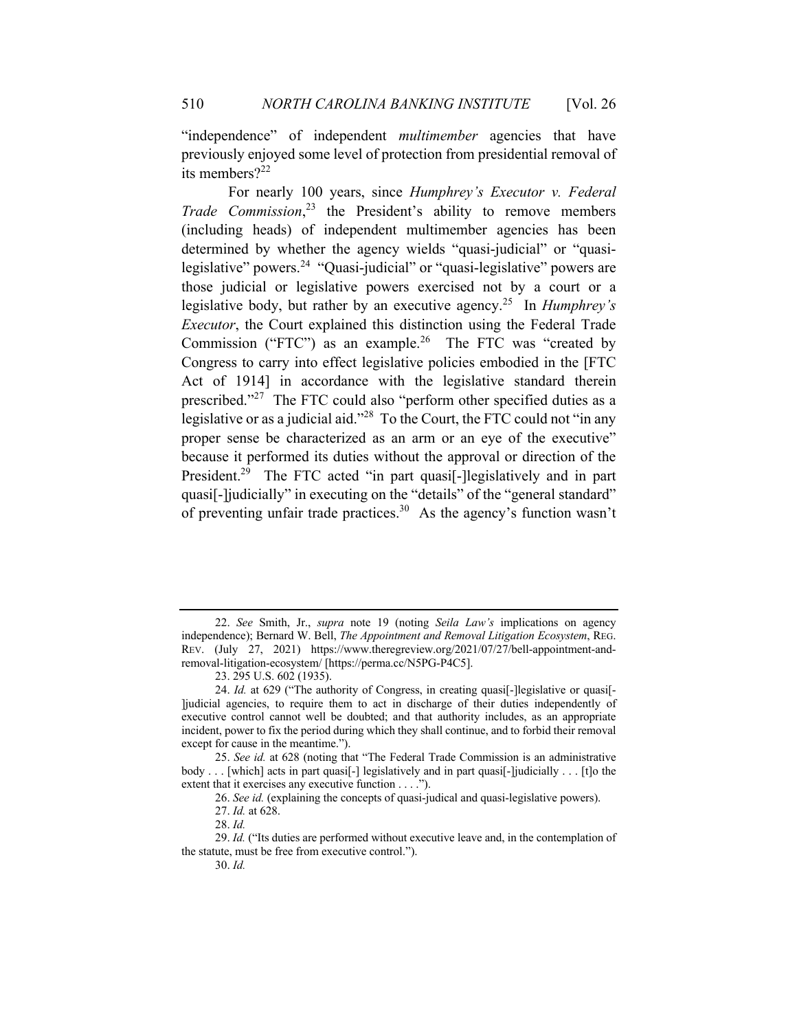"independence" of independent *multimember* agencies that have previously enjoyed some level of protection from presidential removal of its members?[22]

For nearly 100 years, since *Humphrey's Executor v. Federal Trade Commission*,[23] the President's ability to remove members (including heads) of independent multimember agencies has been determined by whether the agency wields "quasi-judicial" or "quasi-legislative" powers.[24] "Quasi-judicial" or "quasi-legislative" powers are those judicial or legislative powers exercised not by a court or a legislative body, but rather by an executive agency.[25] In *Humphrey's Executor*, the Court explained this distinction using the Federal Trade Commission ("FTC") as an example.[26] The FTC was "created by Congress to carry into effect legislative policies embodied in the [FTC Act of 1914] in accordance with the legislative standard therein prescribed."[27] The FTC could also "perform other specified duties as a legislative or as a judicial aid."[28] To the Court, the FTC could not "in any proper sense be characterized as an arm or an eye of the executive" because it performed its duties without the approval or direction of the President.[29] The FTC acted "in part quasi[-]legislatively and in part quasi[-]judicially" in executing on the "details" of the "general standard" of preventing unfair trade practices.[30] As the agency's function wasn't

---

22. *See* Smith, Jr., *supra* note 19 (noting *Seila Law's* implications on agency independence); Bernard W. Bell, *The Appointment and Removal Litigation Ecosystem*, REG. REV. (July 27, 2021) https://www.theregreview.org/2021/07/27/bell-appointment-and-removal-litigation-ecosystem/ [https://perma.cc/N5PG-P4C5].

23. 295 U.S. 602 (1935).

24. *Id.* at 629 ("The authority of Congress, in creating quasi[-]legislative or quasi[-]judicial agencies, to require them to act in discharge of their duties independently of executive control cannot well be doubted; and that authority includes, as an appropriate incident, power to fix the period during which they shall continue, and to forbid their removal except for cause in the meantime.").

25. *See id.* at 628 (noting that "The Federal Trade Commission is an administrative body . . . [which] acts in part quasi[-] legislatively and in part quasi[-]judicially . . . [t]o the extent that it exercises any executive function . . . .").

26. *See id.* (explaining the concepts of quasi-judical and quasi-legislative powers).

27. *Id.* at 628.

28. *Id.*

29. *Id.* ("Its duties are performed without executive leave and, in the contemplation of the statute, must be free from executive control.").

30. *Id.*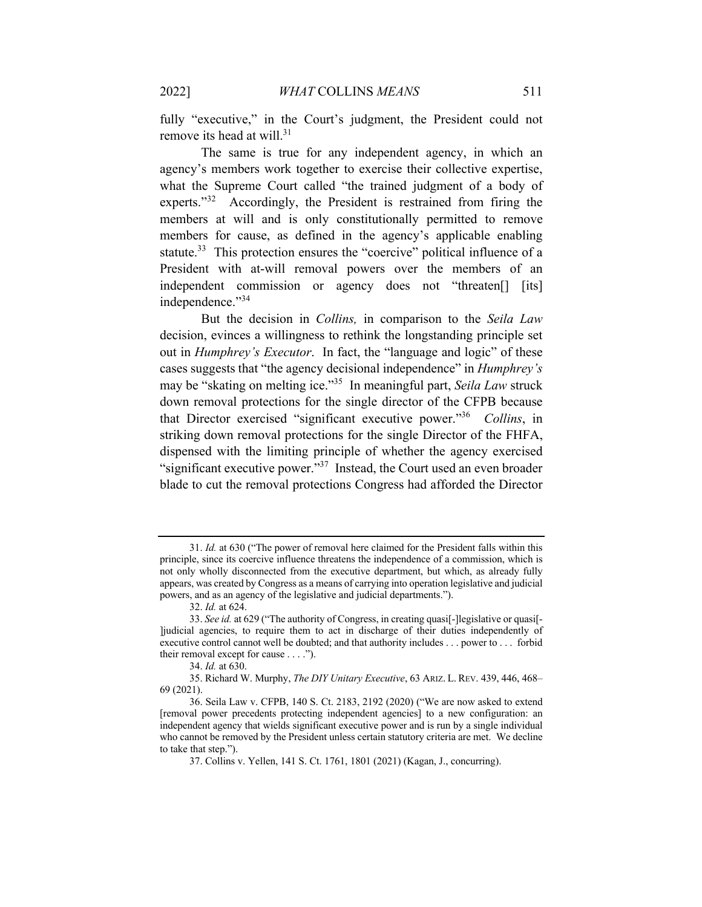fully "executive," in the Court's judgment, the President could not remove its head at will.[31]

The same is true for any independent agency, in which an agency's members work together to exercise their collective expertise, what the Supreme Court called "the trained judgment of a body of experts."[32] Accordingly, the President is restrained from firing the members at will and is only constitutionally permitted to remove members for cause, as defined in the agency's applicable enabling statute.[33] This protection ensures the "coercive" political influence of a President with at-will removal powers over the members of an independent commission or agency does not "threaten[] [its] independence."[34]

But the decision in *Collins,* in comparison to the *Seila Law* decision, evinces a willingness to rethink the longstanding principle set out in *Humphrey's Executor*. In fact, the "language and logic" of these cases suggests that "the agency decisional independence" in *Humphrey's* may be "skating on melting ice."[35] In meaningful part, *Seila Law* struck down removal protections for the single director of the CFPB because that Director exercised "significant executive power."[36] *Collins*, in striking down removal protections for the single Director of the FHFA, dispensed with the limiting principle of whether the agency exercised "significant executive power."[37] Instead, the Court used an even broader blade to cut the removal protections Congress had afforded the Director

---

31. *Id.* at 630 ("The power of removal here claimed for the President falls within this principle, since its coercive influence threatens the independence of a commission, which is not only wholly disconnected from the executive department, but which, as already fully appears, was created by Congress as a means of carrying into operation legislative and judicial powers, and as an agency of the legislative and judicial departments.").

32. *Id.* at 624.

33. *See id.* at 629 ("The authority of Congress, in creating quasi[-]legislative or quasi[-]judicial agencies, to require them to act in discharge of their duties independently of executive control cannot well be doubted; and that authority includes . . . power to . . . forbid their removal except for cause . . . .").

34. *Id.* at 630.

35. Richard W. Murphy, *The DIY Unitary Executive*, 63 ARIZ. L. REV. 439, 446, 468–69 (2021).

36. Seila Law v. CFPB, 140 S. Ct. 2183, 2192 (2020) ("We are now asked to extend [removal power precedents protecting independent agencies] to a new configuration: an independent agency that wields significant executive power and is run by a single individual who cannot be removed by the President unless certain statutory criteria are met. We decline to take that step.").

37. Collins v. Yellen, 141 S. Ct. 1761, 1801 (2021) (Kagan, J., concurring).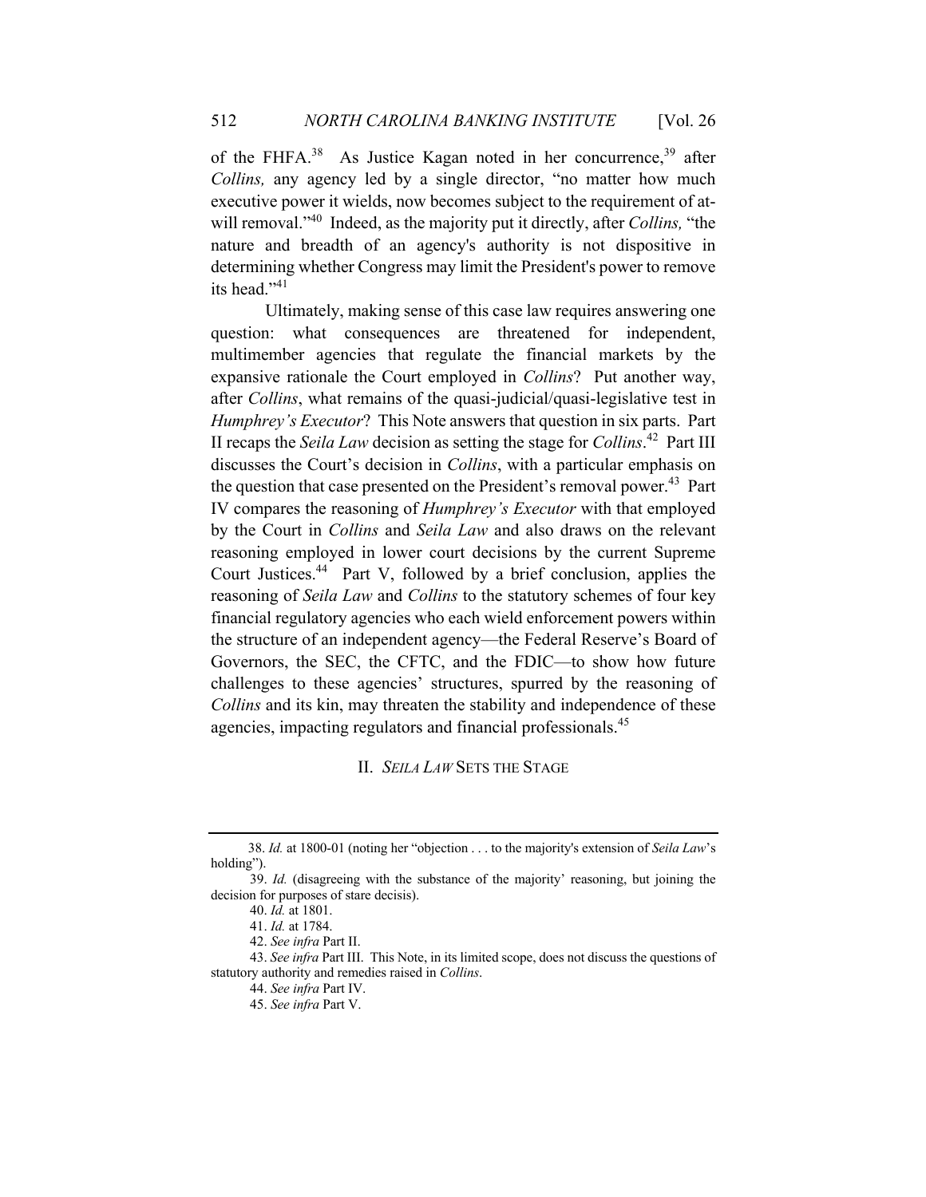of the FHFA.[38] As Justice Kagan noted in her concurrence,[39] after *Collins,* any agency led by a single director, "no matter how much executive power it wields, now becomes subject to the requirement of at-will removal."[40] Indeed, as the majority put it directly, after *Collins,* "the nature and breadth of an agency's authority is not dispositive in determining whether Congress may limit the President's power to remove its head."[41]

Ultimately, making sense of this case law requires answering one question: what consequences are threatened for independent, multimember agencies that regulate the financial markets by the expansive rationale the Court employed in *Collins*? Put another way, after *Collins*, what remains of the quasi-judicial/quasi-legislative test in *Humphrey's Executor*? This Note answers that question in six parts. Part II recaps the *Seila Law* decision as setting the stage for *Collins*.[42] Part III discusses the Court's decision in *Collins*, with a particular emphasis on the question that case presented on the President's removal power.[43] Part IV compares the reasoning of *Humphrey's Executor* with that employed by the Court in *Collins* and *Seila Law* and also draws on the relevant reasoning employed in lower court decisions by the current Supreme Court Justices.[44] Part V, followed by a brief conclusion, applies the reasoning of *Seila Law* and *Collins* to the statutory schemes of four key financial regulatory agencies who each wield enforcement powers within the structure of an independent agency—the Federal Reserve's Board of Governors, the SEC, the CFTC, and the FDIC—to show how future challenges to these agencies' structures, spurred by the reasoning of *Collins* and its kin, may threaten the stability and independence of these agencies, impacting regulators and financial professionals.[45]

## II. *SEILA LAW* SETS THE STAGE

---

38. *Id.* at 1800-01 (noting her "objection . . . to the majority's extension of *Seila Law*'s holding").

39. *Id.* (disagreeing with the substance of the majority' reasoning, but joining the decision for purposes of stare decisis).

40. *Id.* at 1801.

41. *Id.* at 1784.

42. *See infra* Part II.

43. *See infra* Part III. This Note, in its limited scope, does not discuss the questions of statutory authority and remedies raised in *Collins*.

44. *See infra* Part IV.

45. *See infra* Part V.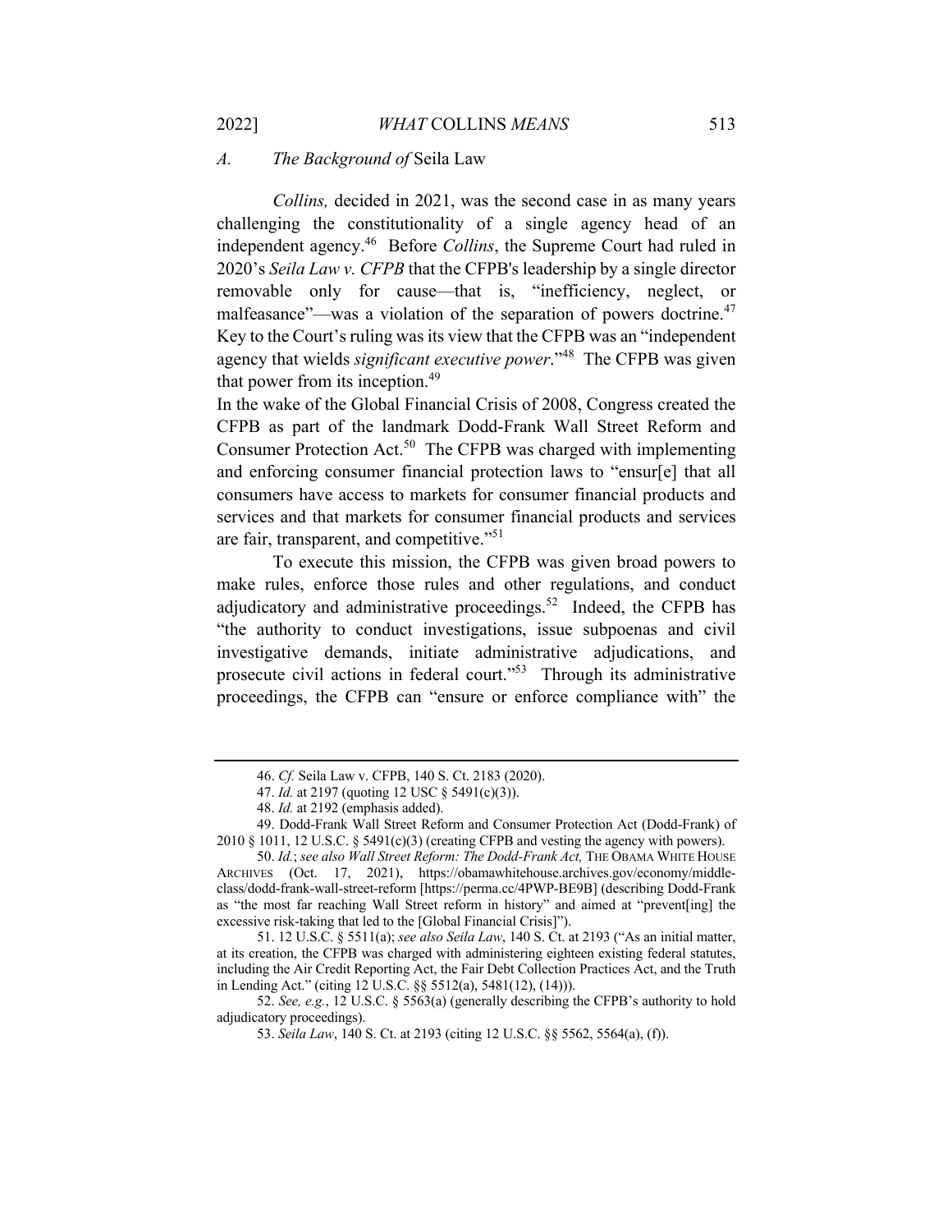### *A. The Background of* Seila Law

*Collins,* decided in 2021, was the second case in as many years challenging the constitutionality of a single agency head of an independent agency.[46] Before *Collins*, the Supreme Court had ruled in 2020's *Seila Law v. CFPB* that the CFPB's leadership by a single director removable only for cause—that is, "inefficiency, neglect, or malfeasance"—was a violation of the separation of powers doctrine.[47] Key to the Court's ruling was its view that the CFPB was an "independent agency that wields *significant executive power*."[48] The CFPB was given that power from its inception.[49]

In the wake of the Global Financial Crisis of 2008, Congress created the CFPB as part of the landmark Dodd-Frank Wall Street Reform and Consumer Protection Act.[50] The CFPB was charged with implementing and enforcing consumer financial protection laws to "ensur[e] that all consumers have access to markets for consumer financial products and services and that markets for consumer financial products and services are fair, transparent, and competitive."[51]

To execute this mission, the CFPB was given broad powers to make rules, enforce those rules and other regulations, and conduct adjudicatory and administrative proceedings.[52] Indeed, the CFPB has "the authority to conduct investigations, issue subpoenas and civil investigative demands, initiate administrative adjudications, and prosecute civil actions in federal court."[53] Through its administrative proceedings, the CFPB can "ensure or enforce compliance with" the

---

46. *Cf.* Seila Law v. CFPB, 140 S. Ct. 2183 (2020).

47. *Id.* at 2197 (quoting 12 USC § 5491(c)(3)).

48. *Id.* at 2192 (emphasis added).

49. Dodd-Frank Wall Street Reform and Consumer Protection Act (Dodd-Frank) of 2010 § 1011, 12 U.S.C. § 5491(c)(3) (creating CFPB and vesting the agency with powers).

50. *Id.*; *see also Wall Street Reform: The Dodd-Frank Act,* THE OBAMA WHITE HOUSE ARCHIVES (Oct. 17, 2021), https://obamawhitehouse.archives.gov/economy/middle-class/dodd-frank-wall-street-reform [https://perma.cc/4PWP-BE9B] (describing Dodd-Frank as "the most far reaching Wall Street reform in history" and aimed at "prevent[ing] the excessive risk-taking that led to the [Global Financial Crisis]").

51. 12 U.S.C. § 5511(a); *see also Seila Law*, 140 S. Ct. at 2193 ("As an initial matter, at its creation, the CFPB was charged with administering eighteen existing federal statutes, including the Air Credit Reporting Act, the Fair Debt Collection Practices Act, and the Truth in Lending Act." (citing 12 U.S.C. §§ 5512(a), 5481(12), (14))).

52. *See, e.g.*, 12 U.S.C. § 5563(a) (generally describing the CFPB's authority to hold adjudicatory proceedings).

53. *Seila Law*, 140 S. Ct. at 2193 (citing 12 U.S.C. §§ 5562, 5564(a), (f)).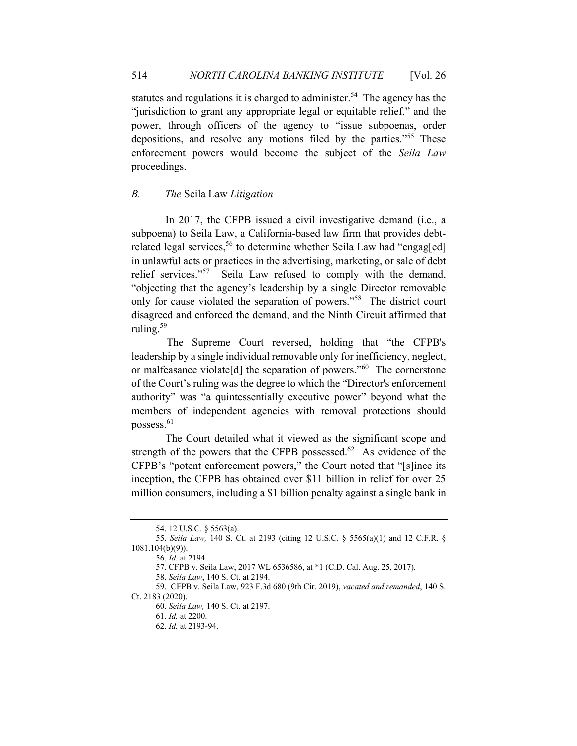statutes and regulations it is charged to administer.[54] The agency has the "jurisdiction to grant any appropriate legal or equitable relief," and the power, through officers of the agency to "issue subpoenas, order depositions, and resolve any motions filed by the parties."[55] These enforcement powers would become the subject of the *Seila Law* proceedings.

### *B. The* Seila Law *Litigation*

In 2017, the CFPB issued a civil investigative demand (i.e., a subpoena) to Seila Law, a California-based law firm that provides debt-related legal services,[56] to determine whether Seila Law had "engag[ed] in unlawful acts or practices in the advertising, marketing, or sale of debt relief services."[57] Seila Law refused to comply with the demand, "objecting that the agency's leadership by a single Director removable only for cause violated the separation of powers."[58] The district court disagreed and enforced the demand, and the Ninth Circuit affirmed that ruling.[59]

The Supreme Court reversed, holding that "the CFPB's leadership by a single individual removable only for inefficiency, neglect, or malfeasance violate[d] the separation of powers."[60] The cornerstone of the Court's ruling was the degree to which the "Director's enforcement authority" was "a quintessentially executive power" beyond what the members of independent agencies with removal protections should possess.[61]

The Court detailed what it viewed as the significant scope and strength of the powers that the CFPB possessed.[62] As evidence of the CFPB's "potent enforcement powers," the Court noted that "[s]ince its inception, the CFPB has obtained over $11 billion in relief for over 25 million consumers, including a $1 billion penalty against a single bank in

---

54. 12 U.S.C. § 5563(a).

55. *Seila Law,* 140 S. Ct. at 2193 (citing 12 U.S.C. § 5565(a)(1) and 12 C.F.R. § 1081.104(b)(9)).

56. *Id.* at 2194.

57. CFPB v. Seila Law, 2017 WL 6536586, at *1 (C.D. Cal. Aug. 25, 2017).

58. *Seila Law*, 140 S. Ct. at 2194.

59. CFPB v. Seila Law, 923 F.3d 680 (9th Cir. 2019), *vacated and remanded*, 140 S. Ct. 2183 (2020).

60. *Seila Law,* 140 S. Ct. at 2197.

61. *Id.* at 2200.

62. *Id.* at 2193-94.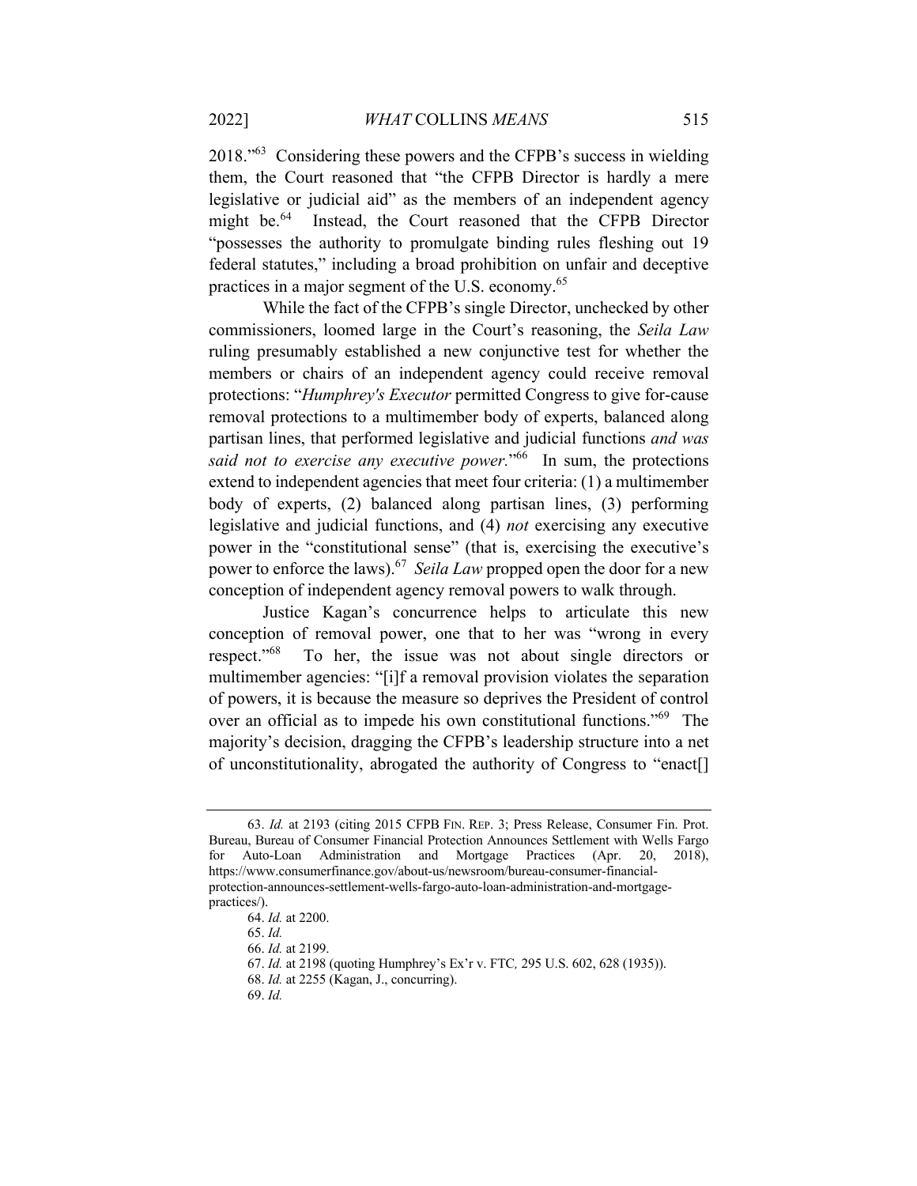2018."[63] Considering these powers and the CFPB's success in wielding them, the Court reasoned that "the CFPB Director is hardly a mere legislative or judicial aid" as the members of an independent agency might be.[64] Instead, the Court reasoned that the CFPB Director "possesses the authority to promulgate binding rules fleshing out 19 federal statutes," including a broad prohibition on unfair and deceptive practices in a major segment of the U.S. economy.[65]

While the fact of the CFPB's single Director, unchecked by other commissioners, loomed large in the Court's reasoning, the *Seila Law* ruling presumably established a new conjunctive test for whether the members or chairs of an independent agency could receive removal protections: "*Humphrey's Executor* permitted Congress to give for-cause removal protections to a multimember body of experts, balanced along partisan lines, that performed legislative and judicial functions *and was said not to exercise any executive power.*"[66] In sum, the protections extend to independent agencies that meet four criteria: (1) a multimember body of experts, (2) balanced along partisan lines, (3) performing legislative and judicial functions, and (4) *not* exercising any executive power in the "constitutional sense" (that is, exercising the executive's power to enforce the laws).[67] *Seila Law* propped open the door for a new conception of independent agency removal powers to walk through.

Justice Kagan's concurrence helps to articulate this new conception of removal power, one that to her was "wrong in every respect."[68] To her, the issue was not about single directors or multimember agencies: "[i]f a removal provision violates the separation of powers, it is because the measure so deprives the President of control over an official as to impede his own constitutional functions."[69] The majority's decision, dragging the CFPB's leadership structure into a net of unconstitutionality, abrogated the authority of Congress to "enact[]

---

63. *Id.* at 2193 (citing 2015 CFPB FIN. REP. 3; Press Release, Consumer Fin. Prot. Bureau, Bureau of Consumer Financial Protection Announces Settlement with Wells Fargo for Auto-Loan Administration and Mortgage Practices (Apr. 20, 2018), https://www.consumerfinance.gov/about-us/newsroom/bureau-consumer-financial-protection-announces-settlement-wells-fargo-auto-loan-administration-and-mortgage-practices/).

64. *Id.* at 2200.

65. *Id.*

66. *Id.* at 2199.

67. *Id.* at 2198 (quoting Humphrey's Ex'r v. FTC, 295 U.S. 602, 628 (1935)).

68. *Id.* at 2255 (Kagan, J., concurring).

69. *Id.*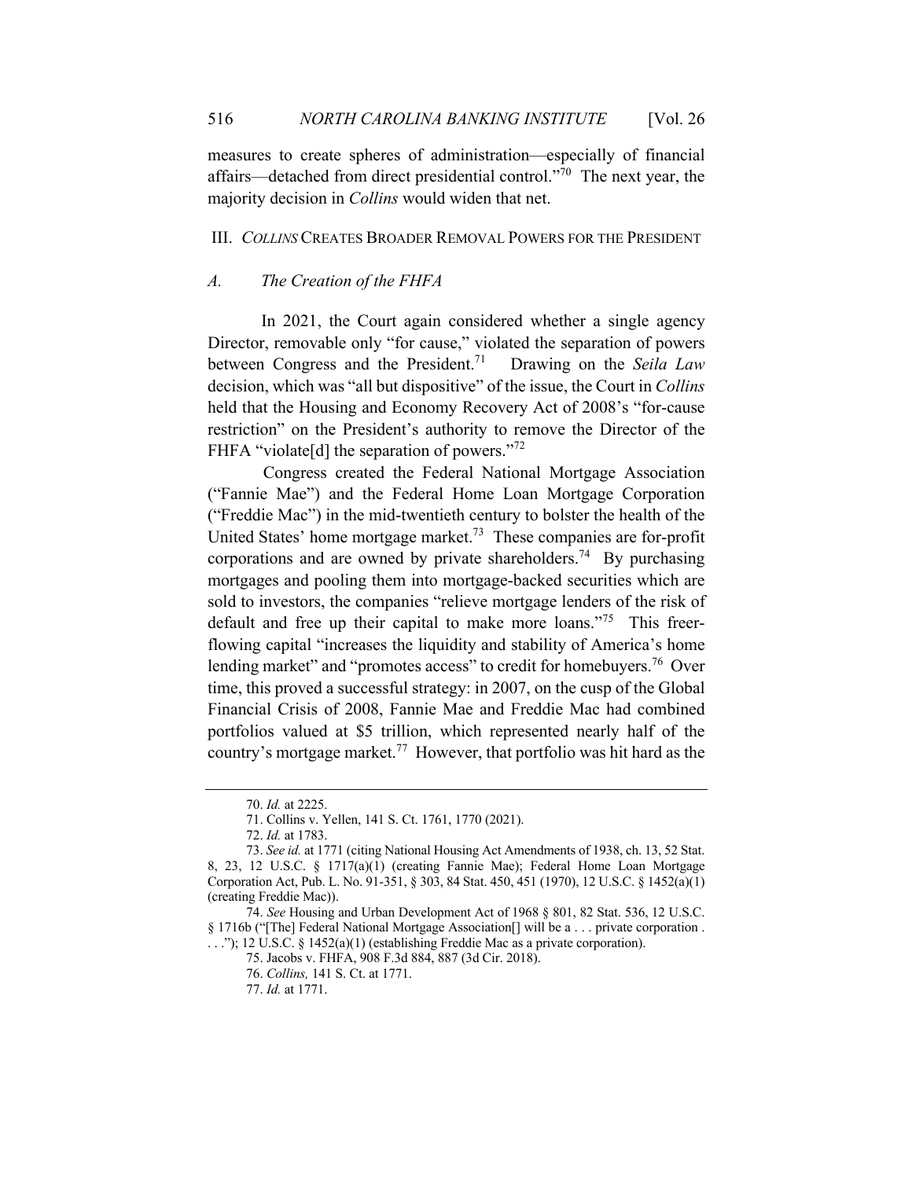measures to create spheres of administration—especially of financial affairs—detached from direct presidential control."[70] The next year, the majority decision in *Collins* would widen that net.

## III. *COLLINS* CREATES BROADER REMOVAL POWERS FOR THE PRESIDENT

### *A. The Creation of the FHFA*

In 2021, the Court again considered whether a single agency Director, removable only "for cause," violated the separation of powers between Congress and the President.[71] Drawing on the *Seila Law* decision, which was "all but dispositive" of the issue, the Court in *Collins* held that the Housing and Economy Recovery Act of 2008's "for-cause restriction" on the President's authority to remove the Director of the FHFA "violate[d] the separation of powers."[72]

Congress created the Federal National Mortgage Association ("Fannie Mae") and the Federal Home Loan Mortgage Corporation ("Freddie Mac") in the mid-twentieth century to bolster the health of the United States' home mortgage market.[73] These companies are for-profit corporations and are owned by private shareholders.[74] By purchasing mortgages and pooling them into mortgage-backed securities which are sold to investors, the companies "relieve mortgage lenders of the risk of default and free up their capital to make more loans."[75] This freer-flowing capital "increases the liquidity and stability of America's home lending market" and "promotes access" to credit for homebuyers.[76] Over time, this proved a successful strategy: in 2007, on the cusp of the Global Financial Crisis of 2008, Fannie Mae and Freddie Mac had combined portfolios valued at $5 trillion, which represented nearly half of the country's mortgage market.[77] However, that portfolio was hit hard as the

---

70. *Id.* at 2225.

71. Collins v. Yellen, 141 S. Ct. 1761, 1770 (2021).

72. *Id.* at 1783.

73. *See id.* at 1771 (citing National Housing Act Amendments of 1938, ch. 13, 52 Stat. 8, 23, 12 U.S.C. § 1717(a)(1) (creating Fannie Mae); Federal Home Loan Mortgage Corporation Act, Pub. L. No. 91-351, § 303, 84 Stat. 450, 451 (1970), 12 U.S.C. § 1452(a)(1) (creating Freddie Mac)).

74. *See* Housing and Urban Development Act of 1968 § 801, 82 Stat. 536, 12 U.S.C. § 1716b ("[The] Federal National Mortgage Association[] will be a . . . private corporation . . . ."); 12 U.S.C. § 1452(a)(1) (establishing Freddie Mac as a private corporation).

75. Jacobs v. FHFA, 908 F.3d 884, 887 (3d Cir. 2018).

76. *Collins,* 141 S. Ct. at 1771.

77. *Id.* at 1771.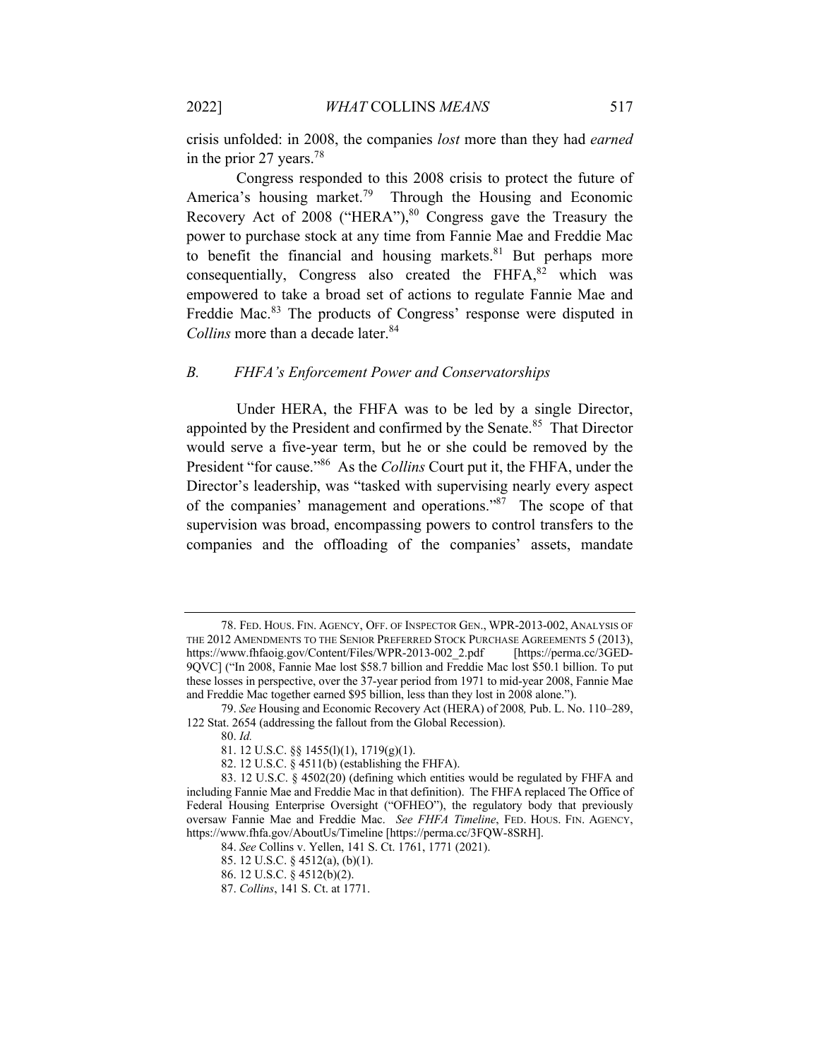crisis unfolded: in 2008, the companies *lost* more than they had *earned* in the prior 27 years.[78]

Congress responded to this 2008 crisis to protect the future of America's housing market.[79] Through the Housing and Economic Recovery Act of 2008 ("HERA"),[80] Congress gave the Treasury the power to purchase stock at any time from Fannie Mae and Freddie Mac to benefit the financial and housing markets.[81] But perhaps more consequentially, Congress also created the FHFA,[82] which was empowered to take a broad set of actions to regulate Fannie Mae and Freddie Mac.[83] The products of Congress' response were disputed in *Collins* more than a decade later.[84]

### *B. FHFA's Enforcement Power and Conservatorships*

Under HERA, the FHFA was to be led by a single Director, appointed by the President and confirmed by the Senate.[85] That Director would serve a five-year term, but he or she could be removed by the President "for cause."[86] As the *Collins* Court put it, the FHFA, under the Director's leadership, was "tasked with supervising nearly every aspect of the companies' management and operations."[87] The scope of that supervision was broad, encompassing powers to control transfers to the companies and the offloading of the companies' assets, mandate

---

78. FED. HOUS. FIN. AGENCY, OFF. OF INSPECTOR GEN., WPR-2013-002, ANALYSIS OF THE 2012 AMENDMENTS TO THE SENIOR PREFERRED STOCK PURCHASE AGREEMENTS 5 (2013), https://www.fhfaoig.gov/Content/Files/WPR-2013-002_2.pdf [https://perma.cc/3GED-9QVC] ("In 2008, Fannie Mae lost $58.7 billion and Freddie Mac lost $50.1 billion. To put these losses in perspective, over the 37-year period from 1971 to mid-year 2008, Fannie Mae and Freddie Mac together earned $95 billion, less than they lost in 2008 alone.").

79. *See* Housing and Economic Recovery Act (HERA) of 2008*,* Pub. L. No. 110–289, 122 Stat. 2654 (addressing the fallout from the Global Recession).

80. *Id.*

81. 12 U.S.C. §§ 1455(l)(1), 1719(g)(1).

82. 12 U.S.C. § 4511(b) (establishing the FHFA).

83. 12 U.S.C. § 4502(20) (defining which entities would be regulated by FHFA and including Fannie Mae and Freddie Mac in that definition). The FHFA replaced The Office of Federal Housing Enterprise Oversight ("OFHEO"), the regulatory body that previously oversaw Fannie Mae and Freddie Mac. *See FHFA Timeline*, FED. HOUS. FIN. AGENCY, https://www.fhfa.gov/AboutUs/Timeline [https://perma.cc/3FQW-8SRH].

84. *See* Collins v. Yellen, 141 S. Ct. 1761, 1771 (2021).

85. 12 U.S.C. § 4512(a), (b)(1).

86. 12 U.S.C. § 4512(b)(2).

87. *Collins*, 141 S. Ct. at 1771.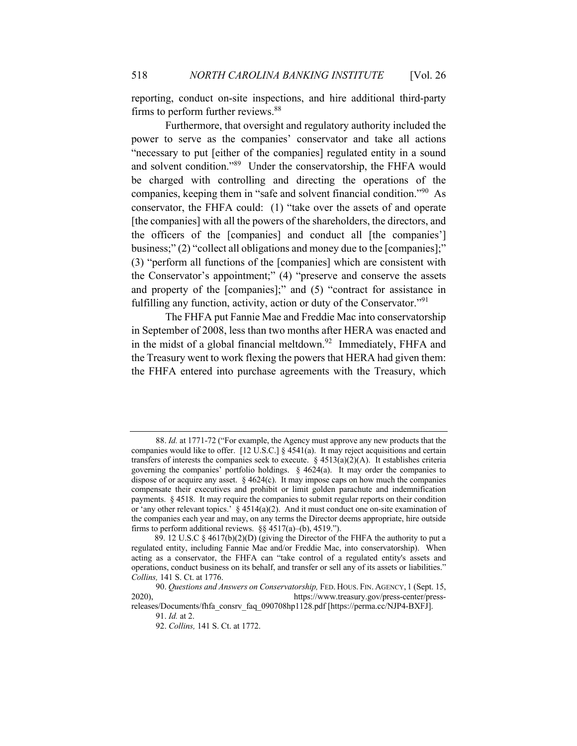reporting, conduct on-site inspections, and hire additional third-party firms to perform further reviews.[88]

Furthermore, that oversight and regulatory authority included the power to serve as the companies' conservator and take all actions "necessary to put [either of the companies] regulated entity in a sound and solvent condition."[89] Under the conservatorship, the FHFA would be charged with controlling and directing the operations of the companies, keeping them in "safe and solvent financial condition."[90] As conservator, the FHFA could: (1) "take over the assets of and operate [the companies] with all the powers of the shareholders, the directors, and the officers of the [companies] and conduct all [the companies'] business;" (2) "collect all obligations and money due to the [companies];" (3) "perform all functions of the [companies] which are consistent with the Conservator's appointment;" (4) "preserve and conserve the assets and property of the [companies];" and (5) "contract for assistance in fulfilling any function, activity, action or duty of the Conservator."[91]

The FHFA put Fannie Mae and Freddie Mac into conservatorship in September of 2008, less than two months after HERA was enacted and in the midst of a global financial meltdown.[92] Immediately, FHFA and the Treasury went to work flexing the powers that HERA had given them: the FHFA entered into purchase agreements with the Treasury, which

---

88. *Id.* at 1771-72 ("For example, the Agency must approve any new products that the companies would like to offer. [12 U.S.C.] § 4541(a). It may reject acquisitions and certain transfers of interests the companies seek to execute. § 4513(a)(2)(A). It establishes criteria governing the companies' portfolio holdings. § 4624(a). It may order the companies to dispose of or acquire any asset. § 4624(c). It may impose caps on how much the companies compensate their executives and prohibit or limit golden parachute and indemnification payments. § 4518. It may require the companies to submit regular reports on their condition or 'any other relevant topics.' § 4514(a)(2). And it must conduct one on-site examination of the companies each year and may, on any terms the Director deems appropriate, hire outside firms to perform additional reviews. §§ 4517(a)–(b), 4519.").

89. 12 U.S.C § 4617(b)(2)(D) (giving the Director of the FHFA the authority to put a regulated entity, including Fannie Mae and/or Freddie Mac, into conservatorship). When acting as a conservator, the FHFA can "take control of a regulated entity's assets and operations, conduct business on its behalf, and transfer or sell any of its assets or liabilities." *Collins,* 141 S. Ct. at 1776.

90. *Questions and Answers on Conservatorship,* FED. HOUS. FIN. AGENCY, 1 (Sept. 15, 2020), https://www.treasury.gov/press-center/press-releases/Documents/fhfa_consrv_faq_090708hp1128.pdf [https://perma.cc/NJP4-BXFJ].

91. *Id.* at 2.

92. *Collins,* 141 S. Ct. at 1772.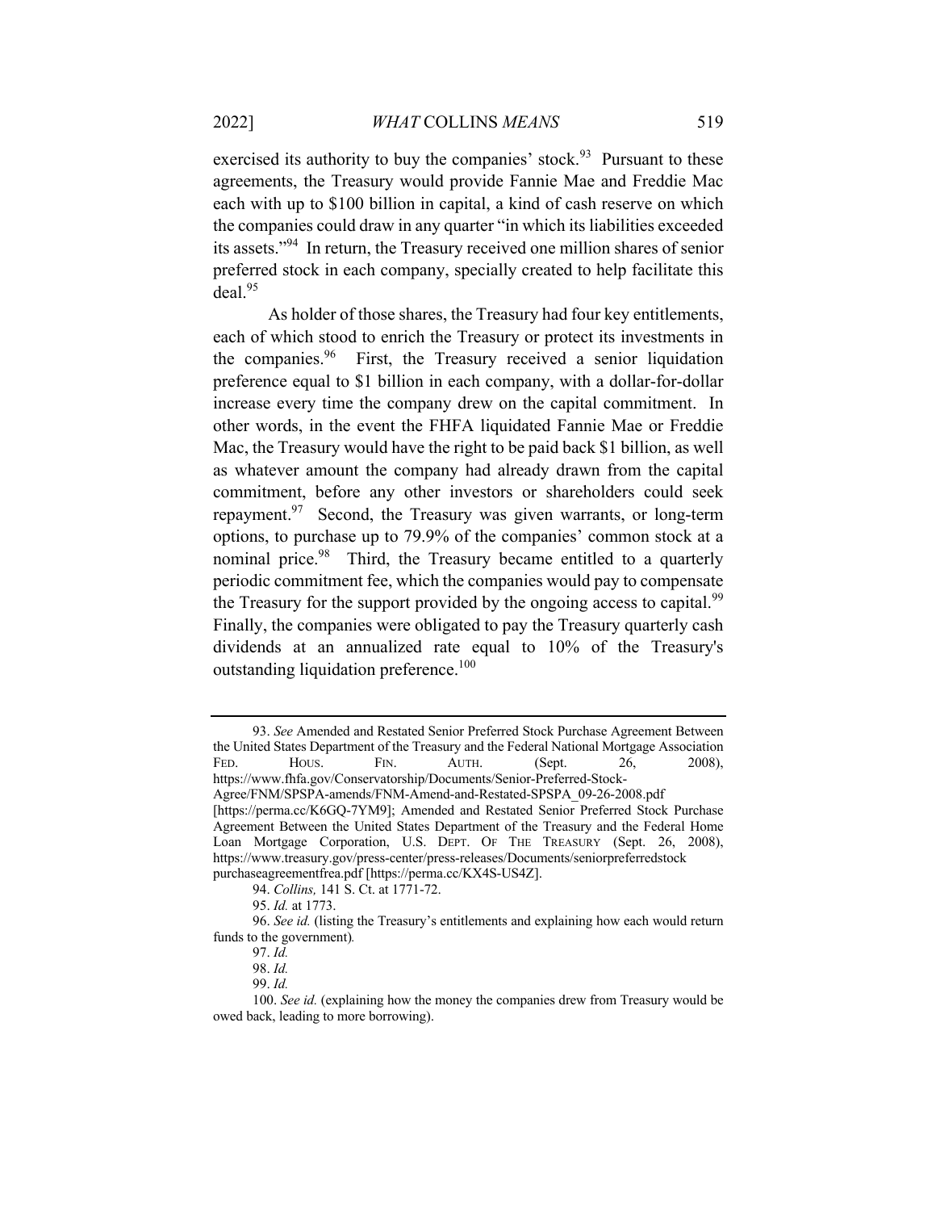exercised its authority to buy the companies' stock.[93] Pursuant to these agreements, the Treasury would provide Fannie Mae and Freddie Mac each with up to $100 billion in capital, a kind of cash reserve on which the companies could draw in any quarter "in which its liabilities exceeded its assets."[94] In return, the Treasury received one million shares of senior preferred stock in each company, specially created to help facilitate this deal.[95]

As holder of those shares, the Treasury had four key entitlements, each of which stood to enrich the Treasury or protect its investments in the companies.[96] First, the Treasury received a senior liquidation preference equal to $1 billion in each company, with a dollar-for-dollar increase every time the company drew on the capital commitment. In other words, in the event the FHFA liquidated Fannie Mae or Freddie Mac, the Treasury would have the right to be paid back $1 billion, as well as whatever amount the company had already drawn from the capital commitment, before any other investors or shareholders could seek repayment.[97] Second, the Treasury was given warrants, or long-term options, to purchase up to 79.9% of the companies' common stock at a nominal price.[98] Third, the Treasury became entitled to a quarterly periodic commitment fee, which the companies would pay to compensate the Treasury for the support provided by the ongoing access to capital.[99] Finally, the companies were obligated to pay the Treasury quarterly cash dividends at an annualized rate equal to 10% of the Treasury's outstanding liquidation preference.[100]

---

93. *See* Amended and Restated Senior Preferred Stock Purchase Agreement Between the United States Department of the Treasury and the Federal National Mortgage Association FED. HOUS. FIN. AUTH. (Sept. 26, 2008), https://www.fhfa.gov/Conservatorship/Documents/Senior-Preferred-Stock-Agree/FNM/SPSPA-amends/FNM-Amend-and-Restated-SPSPA_09-26-2008.pdf [https://perma.cc/K6GQ-7YM9]; Amended and Restated Senior Preferred Stock Purchase Agreement Between the United States Department of the Treasury and the Federal Home Loan Mortgage Corporation, U.S. DEPT. OF THE TREASURY (Sept. 26, 2008), https://www.treasury.gov/press-center/press-releases/Documents/seniorpreferredstock purchaseagreementfrea.pdf [https://perma.cc/KX4S-US4Z].

94. *Collins,* 141 S. Ct. at 1771-72.

95. *Id.* at 1773.

96. *See id.* (listing the Treasury's entitlements and explaining how each would return funds to the government).

97. *Id.*

98. *Id.*

99. *Id.*

100. *See id.* (explaining how the money the companies drew from Treasury would be owed back, leading to more borrowing).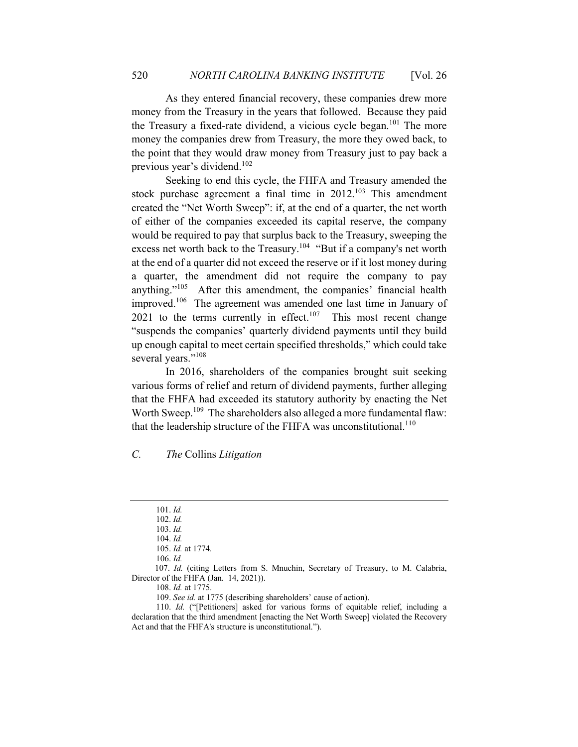As they entered financial recovery, these companies drew more money from the Treasury in the years that followed. Because they paid the Treasury a fixed-rate dividend, a vicious cycle began.[101] The more money the companies drew from Treasury, the more they owed back, to the point that they would draw money from Treasury just to pay back a previous year's dividend.[102]

Seeking to end this cycle, the FHFA and Treasury amended the stock purchase agreement a final time in 2012.[103] This amendment created the "Net Worth Sweep": if, at the end of a quarter, the net worth of either of the companies exceeded its capital reserve, the company would be required to pay that surplus back to the Treasury, sweeping the excess net worth back to the Treasury.[104] "But if a company's net worth at the end of a quarter did not exceed the reserve or if it lost money during a quarter, the amendment did not require the company to pay anything."[105] After this amendment, the companies' financial health improved.[106] The agreement was amended one last time in January of 2021 to the terms currently in effect.[107] This most recent change "suspends the companies' quarterly dividend payments until they build up enough capital to meet certain specified thresholds," which could take several years."[108]

In 2016, shareholders of the companies brought suit seeking various forms of relief and return of dividend payments, further alleging that the FHFA had exceeded its statutory authority by enacting the Net Worth Sweep.[109] The shareholders also alleged a more fundamental flaw: that the leadership structure of the FHFA was unconstitutional.[110]

### *C. The* Collins *Litigation*

---

101. *Id.*

102. *Id.*

103. *Id.*

104. *Id.*

105. *Id.* at 1774.

106. *Id.*

107. *Id.* (citing Letters from S. Mnuchin, Secretary of Treasury, to M. Calabria, Director of the FHFA (Jan. 14, 2021)).

108. *Id.* at 1775.

109. *See id.* at 1775 (describing shareholders' cause of action).

110. *Id.* ("[Petitioners] asked for various forms of equitable relief, including a declaration that the third amendment [enacting the Net Worth Sweep] violated the Recovery Act and that the FHFA's structure is unconstitutional.").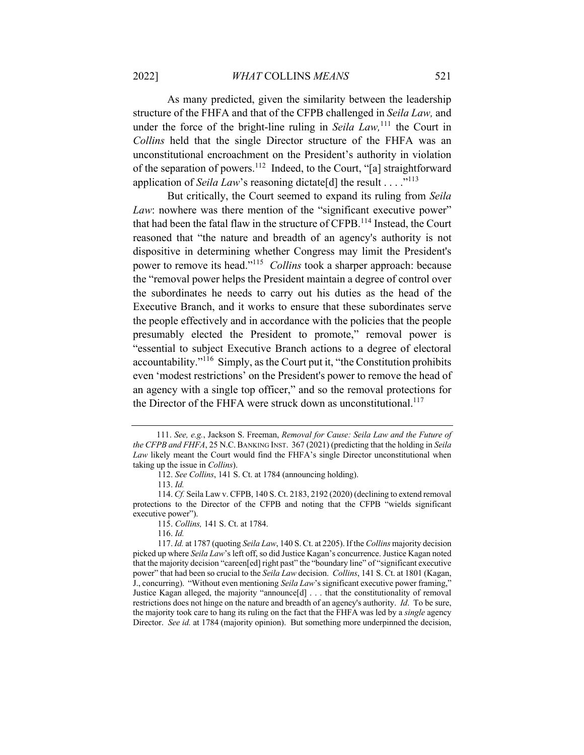As many predicted, given the similarity between the leadership structure of the FHFA and that of the CFPB challenged in *Seila Law,* and under the force of the bright-line ruling in *Seila Law,*[111] the Court in *Collins* held that the single Director structure of the FHFA was an unconstitutional encroachment on the President's authority in violation of the separation of powers.[112] Indeed, to the Court, "[a] straightforward application of *Seila Law*'s reasoning dictate[d] the result . . . ."[113]

But critically, the Court seemed to expand its ruling from *Seila Law*: nowhere was there mention of the "significant executive power" that had been the fatal flaw in the structure of CFPB.[114] Instead, the Court reasoned that "the nature and breadth of an agency's authority is not dispositive in determining whether Congress may limit the President's power to remove its head."[115] *Collins* took a sharper approach: because the "removal power helps the President maintain a degree of control over the subordinates he needs to carry out his duties as the head of the Executive Branch, and it works to ensure that these subordinates serve the people effectively and in accordance with the policies that the people presumably elected the President to promote," removal power is "essential to subject Executive Branch actions to a degree of electoral accountability."[116] Simply, as the Court put it, "the Constitution prohibits even 'modest restrictions' on the President's power to remove the head of an agency with a single top officer," and so the removal protections for the Director of the FHFA were struck down as unconstitutional.[117]

---

111. *See, e.g.*, Jackson S. Freeman, *Removal for Cause: Seila Law and the Future of the CFPB and FHFA*, 25 N.C. BANKING INST. 367 (2021) (predicting that the holding in *Seila Law* likely meant the Court would find the FHFA's single Director unconstitutional when taking up the issue in *Collins*).

112. *See Collins*, 141 S. Ct. at 1784 (announcing holding).

113. *Id.*

114. *Cf.* Seila Law v. CFPB, 140 S. Ct. 2183, 2192 (2020) (declining to extend removal protections to the Director of the CFPB and noting that the CFPB "wields significant executive power").

115. *Collins,* 141 S. Ct. at 1784.

116. *Id.*

117. *Id.* at 1787 (quoting *Seila Law*, 140 S. Ct. at 2205). If the *Collins* majority decision picked up where *Seila Law*'s left off, so did Justice Kagan's concurrence. Justice Kagan noted that the majority decision "careen[ed] right past" the "boundary line" of "significant executive power" that had been so crucial to the *Seila Law* decision. *Collins*, 141 S. Ct. at 1801 (Kagan, J., concurring). "Without even mentioning *Seila Law*'s significant executive power framing," Justice Kagan alleged, the majority "announce[d] . . . that the constitutionality of removal restrictions does not hinge on the nature and breadth of an agency's authority. *Id*. To be sure, the majority took care to hang its ruling on the fact that the FHFA was led by a *single* agency Director. *See id.* at 1784 (majority opinion). But something more underpinned the decision,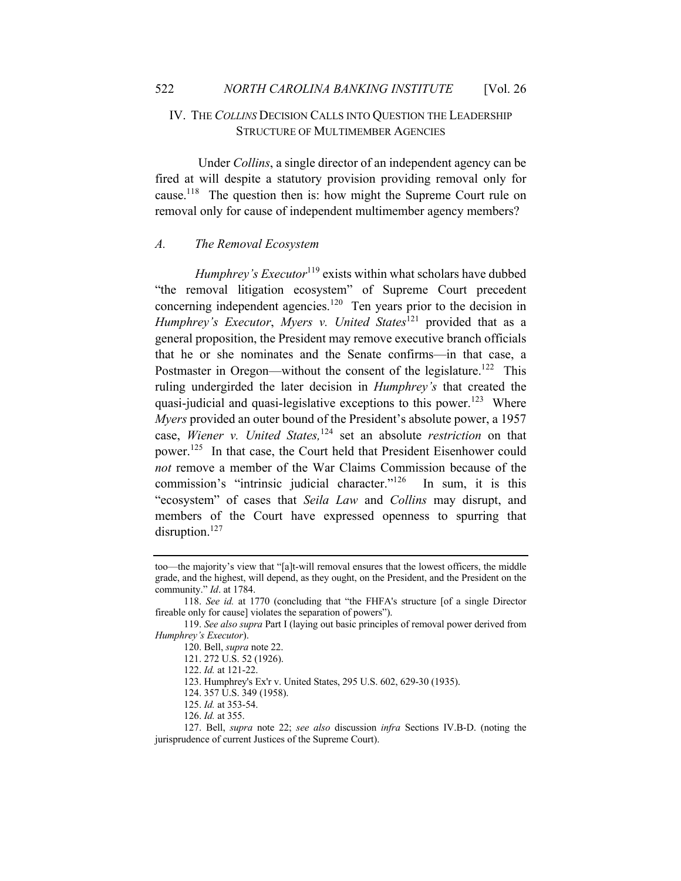## IV. THE *COLLINS* DECISION CALLS INTO QUESTION THE LEADERSHIP STRUCTURE OF MULTIMEMBER AGENCIES

Under *Collins*, a single director of an independent agency can be fired at will despite a statutory provision providing removal only for cause.[118] The question then is: how might the Supreme Court rule on removal only for cause of independent multimember agency members?

### *A. The Removal Ecosystem*

*Humphrey's Executor*[119] exists within what scholars have dubbed "the removal litigation ecosystem" of Supreme Court precedent concerning independent agencies.[120] Ten years prior to the decision in *Humphrey's Executor*, *Myers v. United States*[121] provided that as a general proposition, the President may remove executive branch officials that he or she nominates and the Senate confirms—in that case, a Postmaster in Oregon—without the consent of the legislature.[122] This ruling undergirded the later decision in *Humphrey's* that created the quasi-judicial and quasi-legislative exceptions to this power.[123] Where *Myers* provided an outer bound of the President's absolute power, a 1957 case, *Wiener v. United States,*[124] set an absolute *restriction* on that power.[125] In that case, the Court held that President Eisenhower could *not* remove a member of the War Claims Commission because of the commission's "intrinsic judicial character."[126] In sum, it is this "ecosystem" of cases that *Seila Law* and *Collins* may disrupt, and members of the Court have expressed openness to spurring that disruption.[127]

---

too—the majority's view that "[a]t-will removal ensures that the lowest officers, the middle grade, and the highest, will depend, as they ought, on the President, and the President on the community." *Id*. at 1784.

118. *See id.* at 1770 (concluding that "the FHFA's structure [of a single Director fireable only for cause] violates the separation of powers").

119. *See also supra* Part I (laying out basic principles of removal power derived from *Humphrey's Executor*).

120. Bell, *supra* note 22.

121. 272 U.S. 52 (1926).

122. *Id.* at 121-22.

123. Humphrey's Ex'r v. United States, 295 U.S. 602, 629-30 (1935).

124. 357 U.S. 349 (1958).

125. *Id.* at 353-54.

126. *Id.* at 355.

127. Bell, *supra* note 22; *see also* discussion *infra* Sections IV.B-D. (noting the jurisprudence of current Justices of the Supreme Court).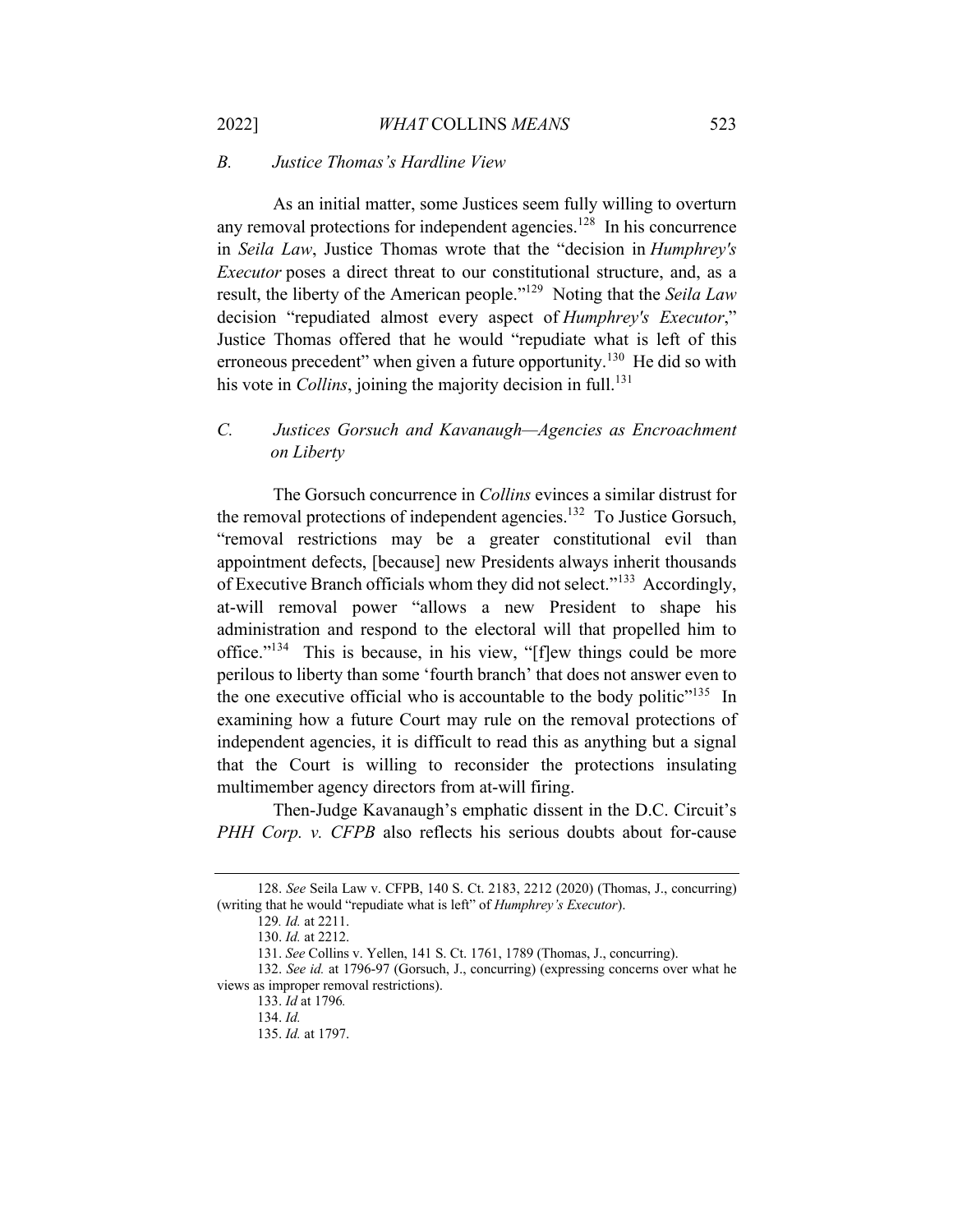### *B. Justice Thomas's Hardline View*

As an initial matter, some Justices seem fully willing to overturn any removal protections for independent agencies.[128] In his concurrence in *Seila Law*, Justice Thomas wrote that the "decision in *Humphrey's Executor* poses a direct threat to our constitutional structure, and, as a result, the liberty of the American people."[129] Noting that the *Seila Law* decision "repudiated almost every aspect of *Humphrey's Executor*," Justice Thomas offered that he would "repudiate what is left of this erroneous precedent" when given a future opportunity.[130] He did so with his vote in *Collins*, joining the majority decision in full.[131]

### *C. Justices Gorsuch and Kavanaugh—Agencies as Encroachment on Liberty*

The Gorsuch concurrence in *Collins* evinces a similar distrust for the removal protections of independent agencies.[132] To Justice Gorsuch, "removal restrictions may be a greater constitutional evil than appointment defects, [because] new Presidents always inherit thousands of Executive Branch officials whom they did not select."[133] Accordingly, at-will removal power "allows a new President to shape his administration and respond to the electoral will that propelled him to office."[134] This is because, in his view, "[f]ew things could be more perilous to liberty than some 'fourth branch' that does not answer even to the one executive official who is accountable to the body politic"[135] In examining how a future Court may rule on the removal protections of independent agencies, it is difficult to read this as anything but a signal that the Court is willing to reconsider the protections insulating multimember agency directors from at-will firing.

Then-Judge Kavanaugh's emphatic dissent in the D.C. Circuit's *PHH Corp. v. CFPB* also reflects his serious doubts about for-cause

---

128. *See* Seila Law v. CFPB, 140 S. Ct. 2183, 2212 (2020) (Thomas, J., concurring) (writing that he would "repudiate what is left" of *Humphrey's Executor*).

129. *Id.* at 2211.

130. *Id.* at 2212.

131. *See* Collins v. Yellen, 141 S. Ct. 1761, 1789 (Thomas, J., concurring).

132. *See id.* at 1796-97 (Gorsuch, J., concurring) (expressing concerns over what he views as improper removal restrictions).

133. *Id* at 1796*.*

134. *Id.*

135. *Id.* at 1797.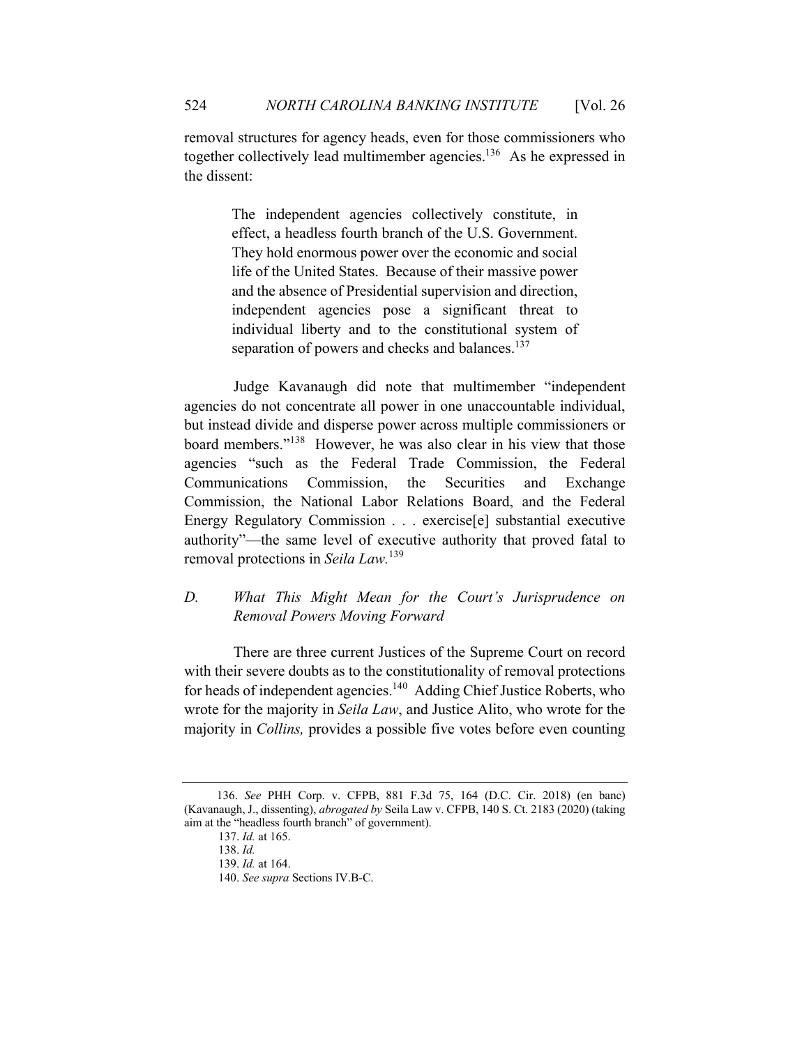removal structures for agency heads, even for those commissioners who together collectively lead multimember agencies.[136] As he expressed in the dissent:

> The independent agencies collectively constitute, in effect, a headless fourth branch of the U.S. Government. They hold enormous power over the economic and social life of the United States. Because of their massive power and the absence of Presidential supervision and direction, independent agencies pose a significant threat to individual liberty and to the constitutional system of separation of powers and checks and balances.[137]

Judge Kavanaugh did note that multimember "independent agencies do not concentrate all power in one unaccountable individual, but instead divide and disperse power across multiple commissioners or board members."[138] However, he was also clear in his view that those agencies "such as the Federal Trade Commission, the Federal Communications Commission, the Securities and Exchange Commission, the National Labor Relations Board, and the Federal Energy Regulatory Commission . . . exercise[e] substantial executive authority"—the same level of executive authority that proved fatal to removal protections in *Seila Law*.[139]

### D. *What This Might Mean for the Court's Jurisprudence on Removal Powers Moving Forward*

There are three current Justices of the Supreme Court on record with their severe doubts as to the constitutionality of removal protections for heads of independent agencies.[140] Adding Chief Justice Roberts, who wrote for the majority in *Seila Law*, and Justice Alito, who wrote for the majority in *Collins,* provides a possible five votes before even counting

---

136. *See* PHH Corp. v. CFPB, 881 F.3d 75, 164 (D.C. Cir. 2018) (en banc) (Kavanaugh, J., dissenting), *abrogated by* Seila Law v. CFPB, 140 S. Ct. 2183 (2020) (taking aim at the "headless fourth branch" of government).

137. *Id.* at 165.

138. *Id.*

139. *Id.* at 164.

140. *See supra* Sections IV.B-C.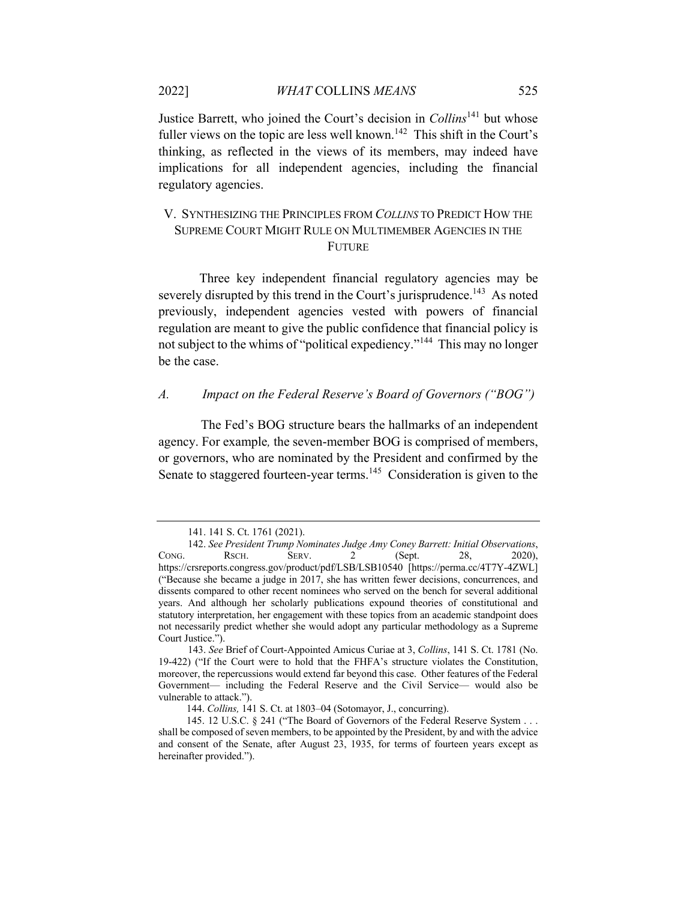Justice Barrett, who joined the Court's decision in *Collins*[141] but whose fuller views on the topic are less well known.[142] This shift in the Court's thinking, as reflected in the views of its members, may indeed have implications for all independent agencies, including the financial regulatory agencies.

## V. SYNTHESIZING THE PRINCIPLES FROM *COLLINS* TO PREDICT HOW THE SUPREME COURT MIGHT RULE ON MULTIMEMBER AGENCIES IN THE FUTURE

Three key independent financial regulatory agencies may be severely disrupted by this trend in the Court's jurisprudence.[143] As noted previously, independent agencies vested with powers of financial regulation are meant to give the public confidence that financial policy is not subject to the whims of "political expediency."[144] This may no longer be the case.

### *A. Impact on the Federal Reserve's Board of Governors ("BOG")*

The Fed's BOG structure bears the hallmarks of an independent agency. For example*,* the seven-member BOG is comprised of members, or governors, who are nominated by the President and confirmed by the Senate to staggered fourteen-year terms.[145] Consideration is given to the

---

141. 141 S. Ct. 1761 (2021).

142. *See President Trump Nominates Judge Amy Coney Barrett: Initial Observations*, CONG. RSCH. SERV. 2 (Sept. 28, 2020), https://crsreports.congress.gov/product/pdf/LSB/LSB10540 [https://perma.cc/4T7Y-4ZWL] ("Because she became a judge in 2017, she has written fewer decisions, concurrences, and dissents compared to other recent nominees who served on the bench for several additional years. And although her scholarly publications expound theories of constitutional and statutory interpretation, her engagement with these topics from an academic standpoint does not necessarily predict whether she would adopt any particular methodology as a Supreme Court Justice.").

143. *See* Brief of Court-Appointed Amicus Curiae at 3, *Collins*, 141 S. Ct. 1781 (No. 19-422) ("If the Court were to hold that the FHFA's structure violates the Constitution, moreover, the repercussions would extend far beyond this case. Other features of the Federal Government— including the Federal Reserve and the Civil Service— would also be vulnerable to attack.").

144. *Collins,* 141 S. Ct. at 1803–04 (Sotomayor, J., concurring).

145. 12 U.S.C. § 241 ("The Board of Governors of the Federal Reserve System . . . shall be composed of seven members, to be appointed by the President, by and with the advice and consent of the Senate, after August 23, 1935, for terms of fourteen years except as hereinafter provided.").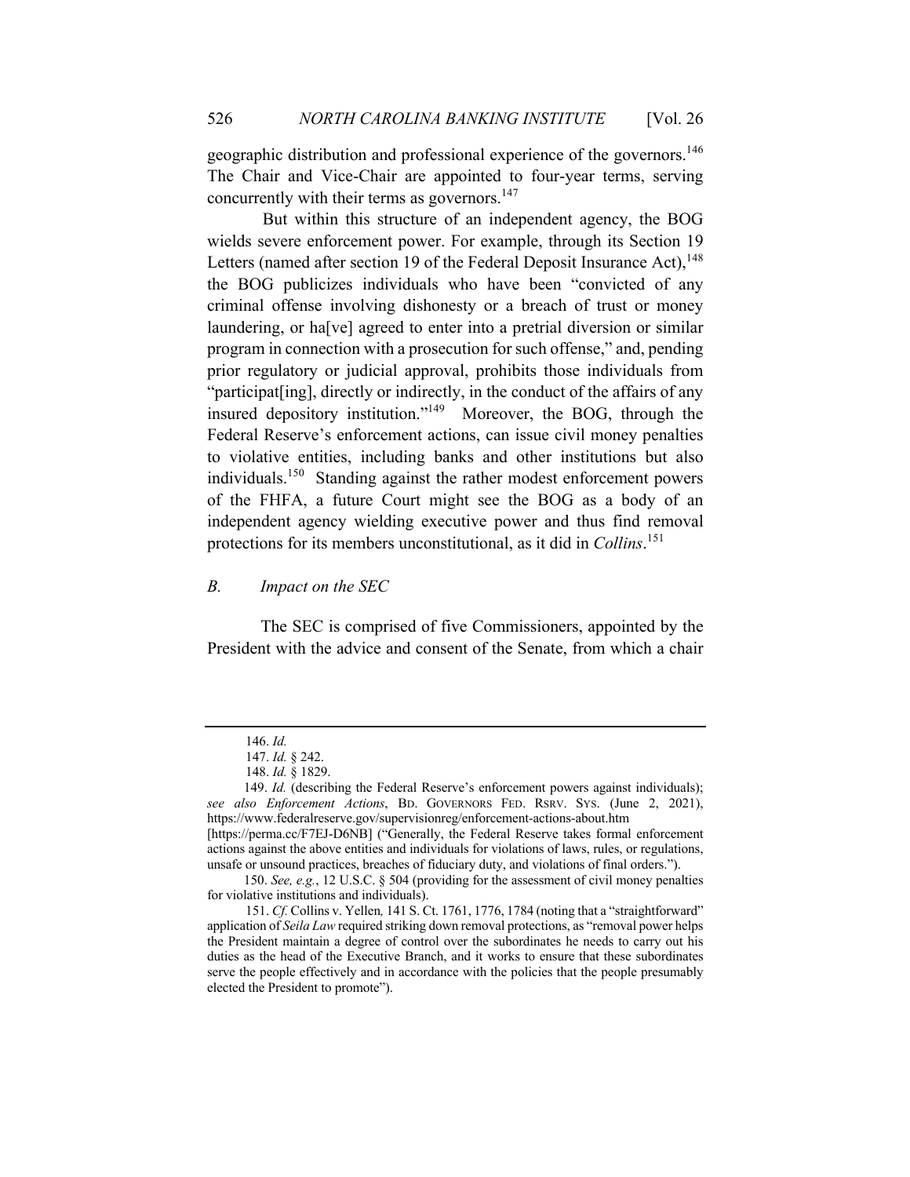geographic distribution and professional experience of the governors.[146] The Chair and Vice-Chair are appointed to four-year terms, serving concurrently with their terms as governors.[147]

But within this structure of an independent agency, the BOG wields severe enforcement power. For example, through its Section 19 Letters (named after section 19 of the Federal Deposit Insurance Act),[148] the BOG publicizes individuals who have been "convicted of any criminal offense involving dishonesty or a breach of trust or money laundering, or ha[ve] agreed to enter into a pretrial diversion or similar program in connection with a prosecution for such offense," and, pending prior regulatory or judicial approval, prohibits those individuals from "participat[ing], directly or indirectly, in the conduct of the affairs of any insured depository institution."[149] Moreover, the BOG, through the Federal Reserve's enforcement actions, can issue civil money penalties to violative entities, including banks and other institutions but also individuals.[150] Standing against the rather modest enforcement powers of the FHFA, a future Court might see the BOG as a body of an independent agency wielding executive power and thus find removal protections for its members unconstitutional, as it did in *Collins*.[151]

### *B. Impact on the SEC*

The SEC is comprised of five Commissioners, appointed by the President with the advice and consent of the Senate, from which a chair

---

146. *Id.*

147. *Id.* § 242.

148. *Id.* § 1829.

149. *Id.* (describing the Federal Reserve's enforcement powers against individuals); *see also Enforcement Actions*, BD. GOVERNORS FED. RSRV. SYS. (June 2, 2021), https://www.federalreserve.gov/supervisionreg/enforcement-actions-about.htm [https://perma.cc/F7EJ-D6NB] ("Generally, the Federal Reserve takes formal enforcement actions against the above entities and individuals for violations of laws, rules, or regulations, unsafe or unsound practices, breaches of fiduciary duty, and violations of final orders.").

150. *See, e.g.*, 12 U.S.C. § 504 (providing for the assessment of civil money penalties for violative institutions and individuals).

151. *Cf.* Collins v. Yellen, 141 S. Ct. 1761, 1776, 1784 (noting that a "straightforward" application of *Seila Law* required striking down removal protections, as "removal power helps the President maintain a degree of control over the subordinates he needs to carry out his duties as the head of the Executive Branch, and it works to ensure that these subordinates serve the people effectively and in accordance with the policies that the people presumably elected the President to promote").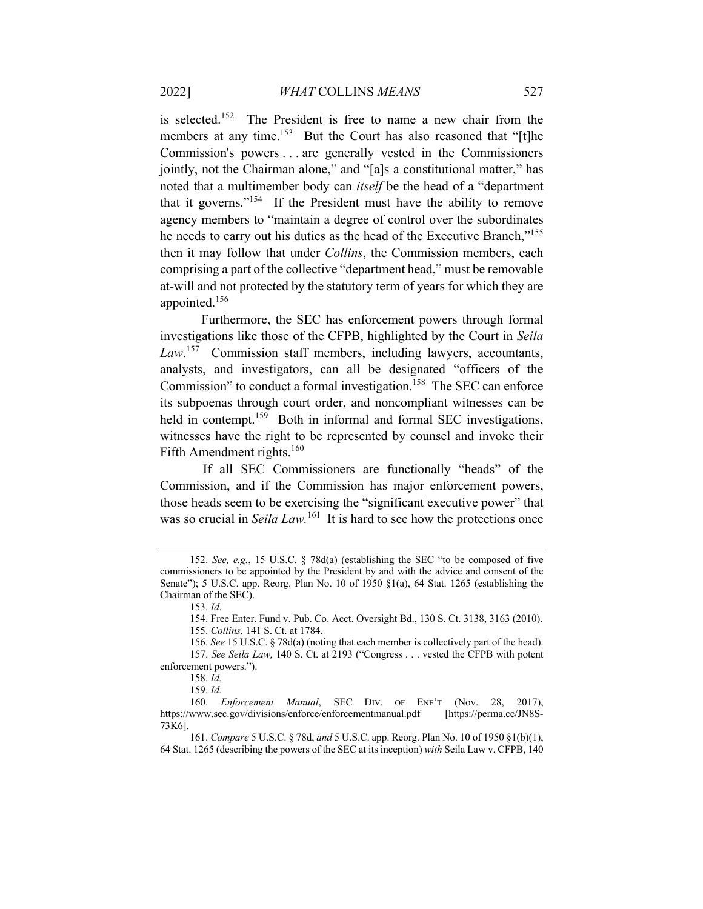is selected.[152] The President is free to name a new chair from the members at any time.[153] But the Court has also reasoned that "[t]he Commission's powers . . . are generally vested in the Commissioners jointly, not the Chairman alone," and "[a]s a constitutional matter," has noted that a multimember body can *itself* be the head of a "department that it governs."[154] If the President must have the ability to remove agency members to "maintain a degree of control over the subordinates he needs to carry out his duties as the head of the Executive Branch,"[155] then it may follow that under *Collins*, the Commission members, each comprising a part of the collective "department head," must be removable at-will and not protected by the statutory term of years for which they are appointed.[156]

Furthermore, the SEC has enforcement powers through formal investigations like those of the CFPB, highlighted by the Court in *Seila Law*.[157] Commission staff members, including lawyers, accountants, analysts, and investigators, can all be designated "officers of the Commission" to conduct a formal investigation.[158] The SEC can enforce its subpoenas through court order, and noncompliant witnesses can be held in contempt.[159] Both in informal and formal SEC investigations, witnesses have the right to be represented by counsel and invoke their Fifth Amendment rights.[160]

If all SEC Commissioners are functionally "heads" of the Commission, and if the Commission has major enforcement powers, those heads seem to be exercising the "significant executive power" that was so crucial in *Seila Law*.[161] It is hard to see how the protections once

---

152. *See, e.g.*, 15 U.S.C. § 78d(a) (establishing the SEC "to be composed of five commissioners to be appointed by the President by and with the advice and consent of the Senate"); 5 U.S.C. app. Reorg. Plan No. 10 of 1950 §1(a), 64 Stat. 1265 (establishing the Chairman of the SEC).

153. *Id*.

154. Free Enter. Fund v. Pub. Co. Acct. Oversight Bd., 130 S. Ct. 3138, 3163 (2010).

155. *Collins,* 141 S. Ct. at 1784.

156. *See* 15 U.S.C. § 78d(a) (noting that each member is collectively part of the head).

157. *See Seila Law,* 140 S. Ct. at 2193 ("Congress . . . vested the CFPB with potent enforcement powers.").

158. *Id.*

159. *Id.*

160. *Enforcement Manual*, SEC DIV. OF ENF'T (Nov. 28, 2017), https://www.sec.gov/divisions/enforce/enforcementmanual.pdf [https://perma.cc/JN8S-73K6].

161. *Compare* 5 U.S.C. § 78d, *and* 5 U.S.C. app. Reorg. Plan No. 10 of 1950 §1(b)(1), 64 Stat. 1265 (describing the powers of the SEC at its inception) *with* Seila Law v. CFPB, 140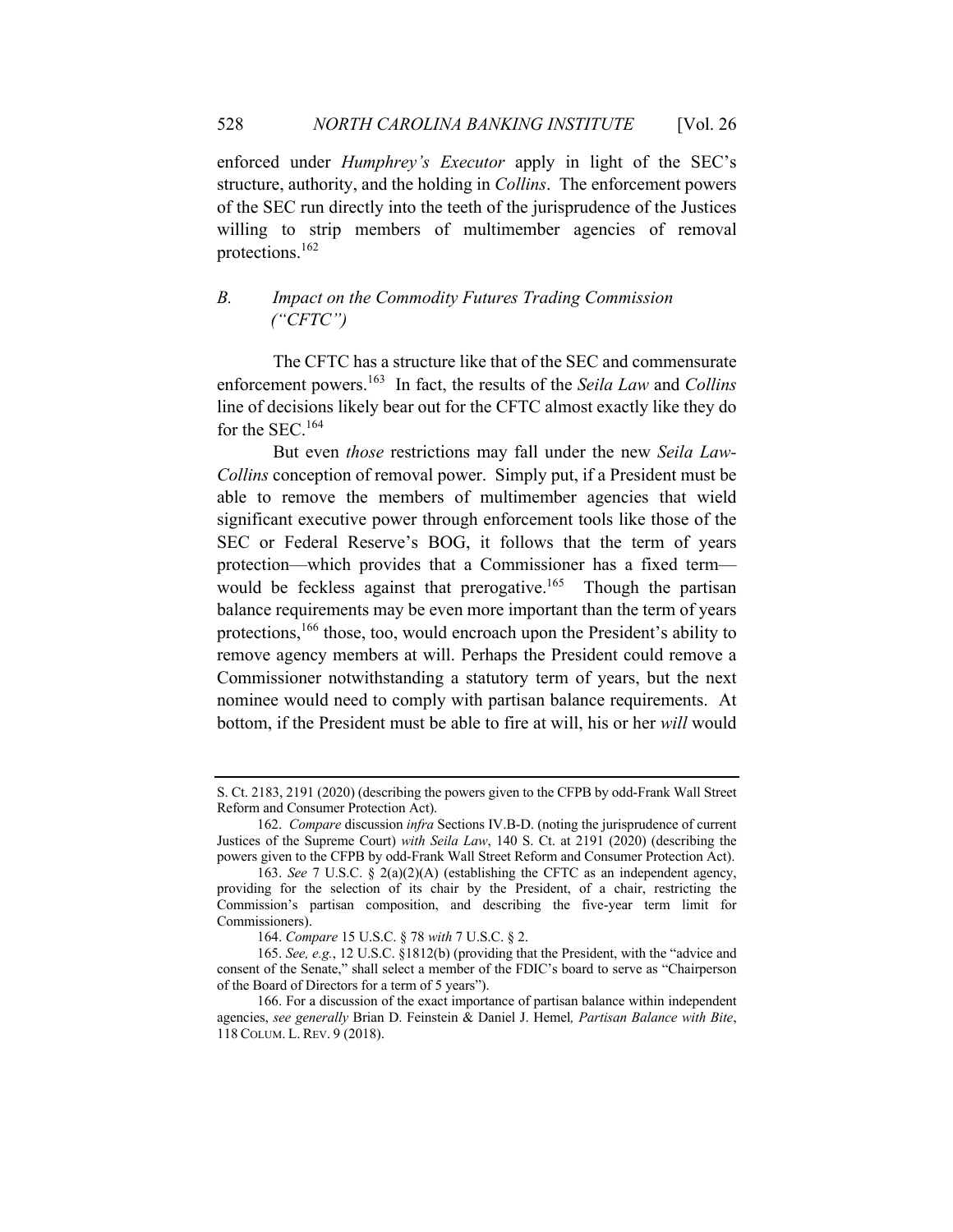enforced under *Humphrey's Executor* apply in light of the SEC's structure, authority, and the holding in *Collins*. The enforcement powers of the SEC run directly into the teeth of the jurisprudence of the Justices willing to strip members of multimember agencies of removal protections.[162]

### *B. Impact on the Commodity Futures Trading Commission ("CFTC")*

The CFTC has a structure like that of the SEC and commensurate enforcement powers.[163] In fact, the results of the *Seila Law* and *Collins* line of decisions likely bear out for the CFTC almost exactly like they do for the SEC.[164]

But even *those* restrictions may fall under the new *Seila Law-Collins* conception of removal power. Simply put, if a President must be able to remove the members of multimember agencies that wield significant executive power through enforcement tools like those of the SEC or Federal Reserve's BOG, it follows that the term of years protection—which provides that a Commissioner has a fixed term—would be feckless against that prerogative.[165] Though the partisan balance requirements may be even more important than the term of years protections,[166] those, too, would encroach upon the President's ability to remove agency members at will. Perhaps the President could remove a Commissioner notwithstanding a statutory term of years, but the next nominee would need to comply with partisan balance requirements. At bottom, if the President must be able to fire at will, his or her *will* would

---

S. Ct. 2183, 2191 (2020) (describing the powers given to the CFPB by odd-Frank Wall Street Reform and Consumer Protection Act).

162. *Compare* discussion *infra* Sections IV.B-D. (noting the jurisprudence of current Justices of the Supreme Court) *with Seila Law*, 140 S. Ct. at 2191 (2020) (describing the powers given to the CFPB by odd-Frank Wall Street Reform and Consumer Protection Act).

163. *See* 7 U.S.C. § 2(a)(2)(A) (establishing the CFTC as an independent agency, providing for the selection of its chair by the President, of a chair, restricting the Commission's partisan composition, and describing the five-year term limit for Commissioners).

164. *Compare* 15 U.S.C. § 78 *with* 7 U.S.C. § 2.

165. *See, e.g.*, 12 U.S.C. §1812(b) (providing that the President, with the "advice and consent of the Senate," shall select a member of the FDIC's board to serve as "Chairperson of the Board of Directors for a term of 5 years").

166. For a discussion of the exact importance of partisan balance within independent agencies, *see generally* Brian D. Feinstein & Daniel J. Hemel*, Partisan Balance with Bite*, 118 COLUM. L. REV. 9 (2018).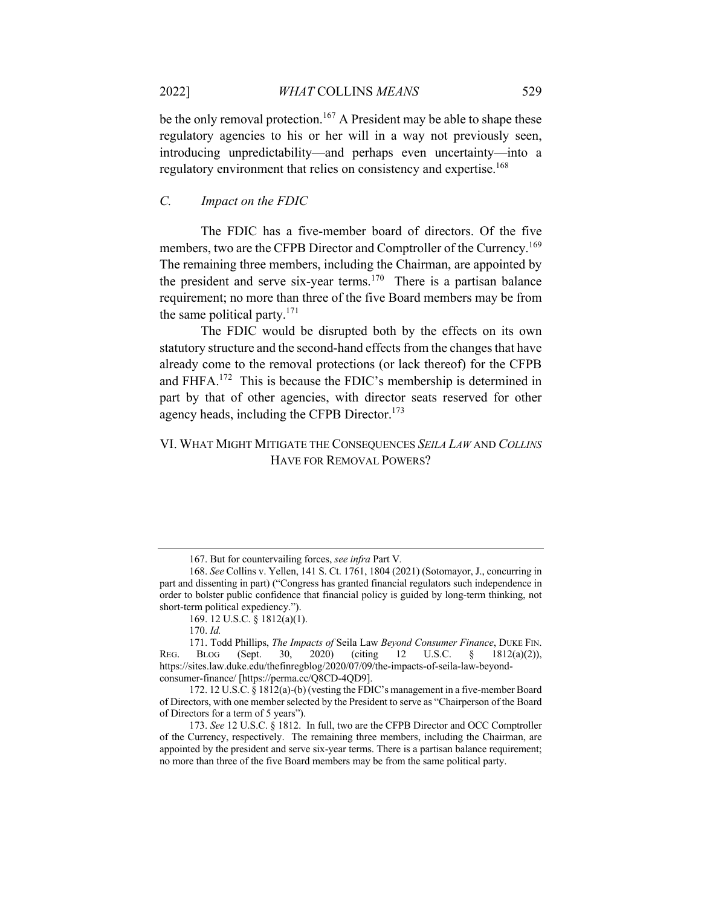be the only removal protection.[167] A President may be able to shape these regulatory agencies to his or her will in a way not previously seen, introducing unpredictability—and perhaps even uncertainty—into a regulatory environment that relies on consistency and expertise.[168]

### C. Impact on the FDIC

The FDIC has a five-member board of directors. Of the five members, two are the CFPB Director and Comptroller of the Currency.[169] The remaining three members, including the Chairman, are appointed by the president and serve six-year terms.[170] There is a partisan balance requirement; no more than three of the five Board members may be from the same political party.[171]

The FDIC would be disrupted both by the effects on its own statutory structure and the second-hand effects from the changes that have already come to the removal protections (or lack thereof) for the CFPB and FHFA.[172] This is because the FDIC's membership is determined in part by that of other agencies, with director seats reserved for other agency heads, including the CFPB Director.[173]

## VI. What Might Mitigate the Consequences *Seila Law* and *Collins* Have for Removal Powers?

---

167. But for countervailing forces, *see infra* Part V.

168. *See* Collins v. Yellen, 141 S. Ct. 1761, 1804 (2021) (Sotomayor, J., concurring in part and dissenting in part) ("Congress has granted financial regulators such independence in order to bolster public confidence that financial policy is guided by long-term thinking, not short-term political expediency.").

169. 12 U.S.C. § 1812(a)(1).

170. *Id.*

171. Todd Phillips, *The Impacts of* Seila Law *Beyond Consumer Finance*, Duke Fin. Reg. Blog (Sept. 30, 2020) (citing 12 U.S.C. § 1812(a)(2)), https://sites.law.duke.edu/thefinregblog/2020/07/09/the-impacts-of-seila-law-beyond-consumer-finance/ [https://perma.cc/Q8CD-4QD9].

172. 12 U.S.C. § 1812(a)-(b) (vesting the FDIC's management in a five-member Board of Directors, with one member selected by the President to serve as "Chairperson of the Board of Directors for a term of 5 years").

173. *See* 12 U.S.C. § 1812. In full, two are the CFPB Director and OCC Comptroller of the Currency, respectively. The remaining three members, including the Chairman, are appointed by the president and serve six-year terms. There is a partisan balance requirement; no more than three of the five Board members may be from the same political party.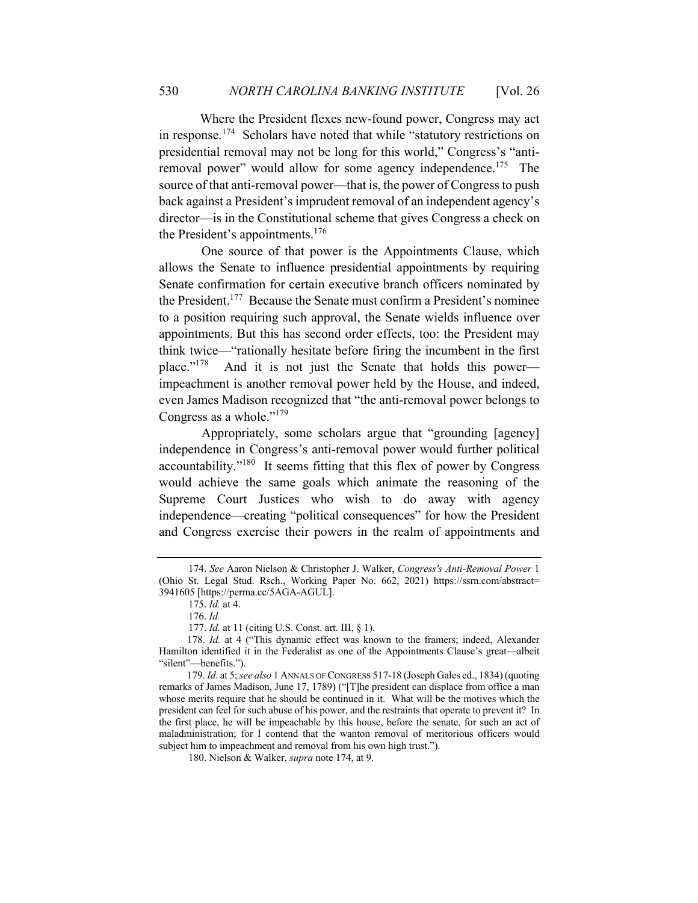Where the President flexes new-found power, Congress may act in response.[174] Scholars have noted that while "statutory restrictions on presidential removal may not be long for this world," Congress's "anti-removal power" would allow for some agency independence.[175] The source of that anti-removal power—that is, the power of Congress to push back against a President's imprudent removal of an independent agency's director—is in the Constitutional scheme that gives Congress a check on the President's appointments.[176]

One source of that power is the Appointments Clause, which allows the Senate to influence presidential appointments by requiring Senate confirmation for certain executive branch officers nominated by the President.[177] Because the Senate must confirm a President's nominee to a position requiring such approval, the Senate wields influence over appointments. But this has second order effects, too: the President may think twice—"rationally hesitate before firing the incumbent in the first place."[178] And it is not just the Senate that holds this power—impeachment is another removal power held by the House, and indeed, even James Madison recognized that "the anti-removal power belongs to Congress as a whole."[179]

Appropriately, some scholars argue that "grounding [agency] independence in Congress's anti-removal power would further political accountability."[180] It seems fitting that this flex of power by Congress would achieve the same goals which animate the reasoning of the Supreme Court Justices who wish to do away with agency independence—creating "political consequences" for how the President and Congress exercise their powers in the realm of appointments and

---

174. *See* Aaron Nielson & Christopher J. Walker, *Congress's Anti-Removal Power* 1 (Ohio St. Legal Stud. Rsch., Working Paper No. 662, 2021) https://ssrn.com/abstract=3941605 [https://perma.cc/5AGA-AGUL].

175. *Id.* at 4.

176. *Id.*

177. *Id.* at 11 (citing U.S. Const. art. III, § 1).

178. *Id.* at 4 ("This dynamic effect was known to the framers; indeed, Alexander Hamilton identified it in the Federalist as one of the Appointments Clause's great—albeit "silent"—benefits.").

179. *Id.* at 5; *see also* 1 ANNALS OF CONGRESS 517-18 (Joseph Gales ed., 1834) (quoting remarks of James Madison, June 17, 1789) ("[T]he president can displace from office a man whose merits require that he should be continued in it. What will be the motives which the president can feel for such abuse of his power, and the restraints that operate to prevent it? In the first place, he will be impeachable by this house, before the senate, for such an act of maladministration; for I contend that the wanton removal of meritorious officers would subject him to impeachment and removal from his own high trust.").

180. Nielson & Walker, *supra* note 174, at 9.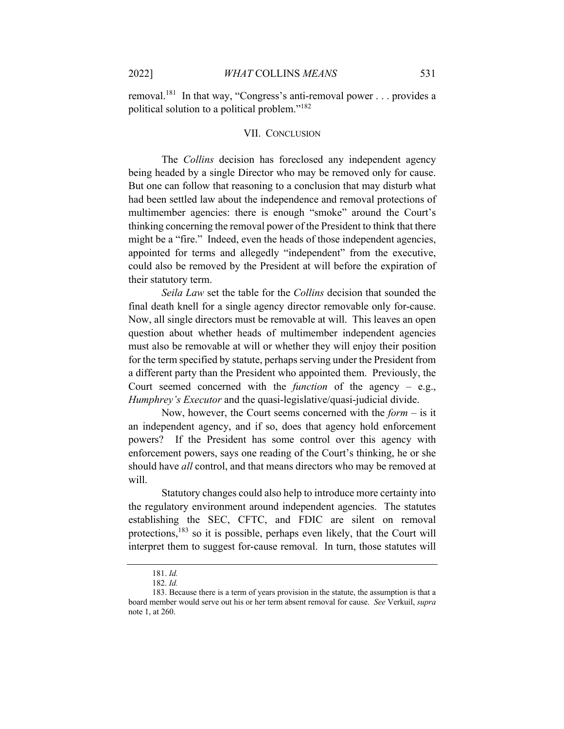removal.[181] In that way, "Congress's anti-removal power . . . provides a political solution to a political problem."[182]

## VII. CONCLUSION

The *Collins* decision has foreclosed any independent agency being headed by a single Director who may be removed only for cause. But one can follow that reasoning to a conclusion that may disturb what had been settled law about the independence and removal protections of multimember agencies: there is enough "smoke" around the Court's thinking concerning the removal power of the President to think that there might be a "fire." Indeed, even the heads of those independent agencies, appointed for terms and allegedly "independent" from the executive, could also be removed by the President at will before the expiration of their statutory term.

*Seila Law* set the table for the *Collins* decision that sounded the final death knell for a single agency director removable only for-cause. Now, all single directors must be removable at will. This leaves an open question about whether heads of multimember independent agencies must also be removable at will or whether they will enjoy their position for the term specified by statute, perhaps serving under the President from a different party than the President who appointed them. Previously, the Court seemed concerned with the *function* of the agency – e.g., *Humphrey's Executor* and the quasi-legislative/quasi-judicial divide.

Now, however, the Court seems concerned with the *form* – is it an independent agency, and if so, does that agency hold enforcement powers? If the President has some control over this agency with enforcement powers, says one reading of the Court's thinking, he or she should have *all* control, and that means directors who may be removed at will.

Statutory changes could also help to introduce more certainty into the regulatory environment around independent agencies. The statutes establishing the SEC, CFTC, and FDIC are silent on removal protections,[183] so it is possible, perhaps even likely, that the Court will interpret them to suggest for-cause removal. In turn, those statutes will

---

181. *Id.*

182. *Id.*

183. Because there is a term of years provision in the statute, the assumption is that a board member would serve out his or her term absent removal for cause. *See* Verkuil, *supra* note 1, at 260.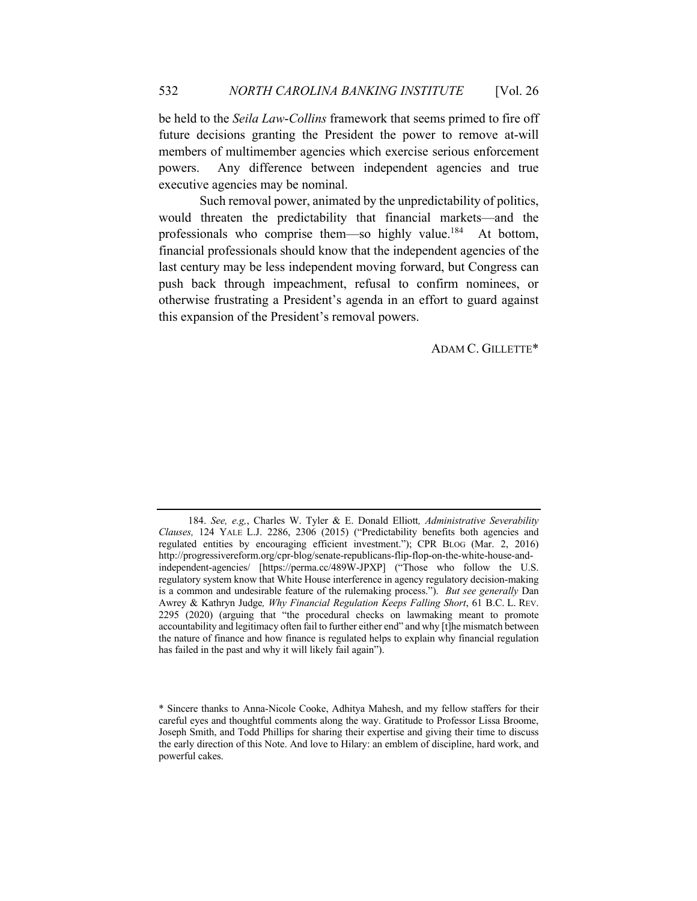be held to the *Seila Law-Collins* framework that seems primed to fire off future decisions granting the President the power to remove at-will members of multimember agencies which exercise serious enforcement powers. Any difference between independent agencies and true executive agencies may be nominal.

Such removal power, animated by the unpredictability of politics, would threaten the predictability that financial markets—and the professionals who comprise them—so highly value.[184] At bottom, financial professionals should know that the independent agencies of the last century may be less independent moving forward, but Congress can push back through impeachment, refusal to confirm nominees, or otherwise frustrating a President's agenda in an effort to guard against this expansion of the President's removal powers.

ADAM C. GILLETTE*

---

184. *See, e.g.,*, Charles W. Tyler & E. Donald Elliott, *Administrative Severability Clauses,* 124 YALE L.J. 2286, 2306 (2015) ("Predictability benefits both agencies and regulated entities by encouraging efficient investment."); CPR BLOG (Mar. 2, 2016) http://progressivereform.org/cpr-blog/senate-republicans-flip-flop-on-the-white-house-and-independent-agencies/ [https://perma.cc/489W-JPXP] ("Those who follow the U.S. regulatory system know that White House interference in agency regulatory decision-making is a common and undesirable feature of the rulemaking process."). *But see generally* Dan Awrey & Kathryn Judge, *Why Financial Regulation Keeps Falling Short*, 61 B.C. L. REV. 2295 (2020) (arguing that "the procedural checks on lawmaking meant to promote accountability and legitimacy often fail to further either end" and why [t]he mismatch between the nature of finance and how finance is regulated helps to explain why financial regulation has failed in the past and why it will likely fail again").

\* Sincere thanks to Anna-Nicole Cooke, Adhitya Mahesh, and my fellow staffers for their careful eyes and thoughtful comments along the way. Gratitude to Professor Lissa Broome, Joseph Smith, and Todd Phillips for sharing their expertise and giving their time to discuss the early direction of this Note. And love to Hilary: an emblem of discipline, hard work, and powerful cakes.